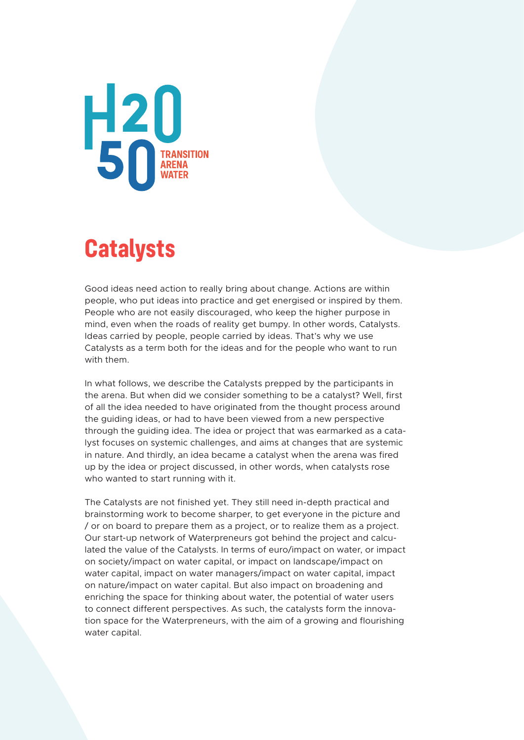H2O 50 TRANSITION ARENA WATER

# Catalysts

Good ideas need action to really bring about change. Actions are within people, who put ideas into practice and get energised or inspired by them. People who are not easily discouraged, who keep the higher purpose in mind, even when the roads of reality get bumpy. In other words, Catalysts. Ideas carried by people, people carried by ideas. That's why we use Catalysts as a term both for the ideas and for the people who want to run with them.

In what follows, we describe the Catalysts prepped by the participants in the arena. But when did we consider something to be a catalyst? Well, first of all the idea needed to have originated from the thought process around the guiding ideas, or had to have been viewed from a new perspective through the guiding idea. The idea or project that was earmarked as a catalyst focuses on systemic challenges, and aims at changes that are systemic in nature. And thirdly, an idea became a catalyst when the arena was fired up by the idea or project discussed, in other words, when catalysts rose who wanted to start running with it.

The Catalysts are not finished yet. They still need in-depth practical and brainstorming work to become sharper, to get everyone in the picture and / or on board to prepare them as a project, or to realize them as a project. Our start-up network of Waterpreneurs got behind the project and calculated the value of the Catalysts. In terms of euro/impact on water, or impact on society/impact on water capital, or impact on landscape/impact on water capital, impact on water managers/impact on water capital, impact on nature/impact on water capital. But also impact on broadening and enriching the space for thinking about water, the potential of water users to connect different perspectives. As such, the catalysts form the innovation space for the Waterpreneurs, with the aim of a growing and flourishing water capital.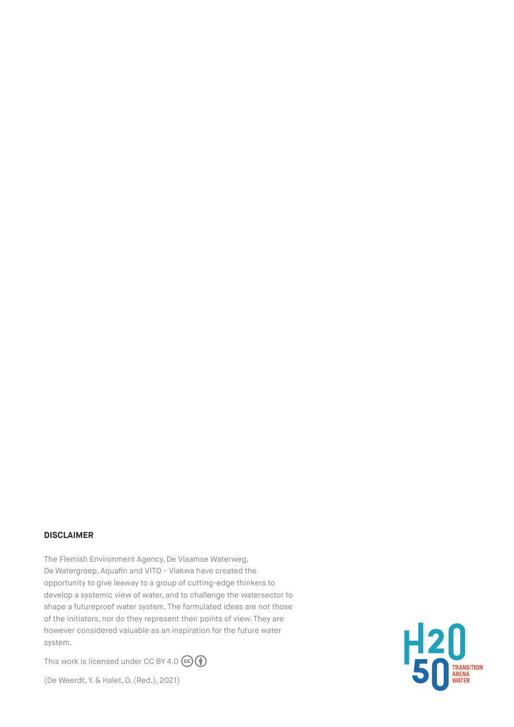**DISCLAIMER**

The Flemish Environment Agency, De Vlaamse Waterweg, De Watergroep, Aquafin and VITO - Vlakwa have created the opportunity to give leeway to a group of cutting-edge thinkers to develop a systemic view of water, and to challenge the watersector to shape a futureproof water system. The formulated ideas are not those of the initiators, nor do they represent their points of view. They are however considered valuable as an inspiration for the future water system.

This work is licensed under CC BY 4.0

(De Weerdt, Y. & Halet, D. (Red.), 2021)

H2050 TRANSITION ARENA WATER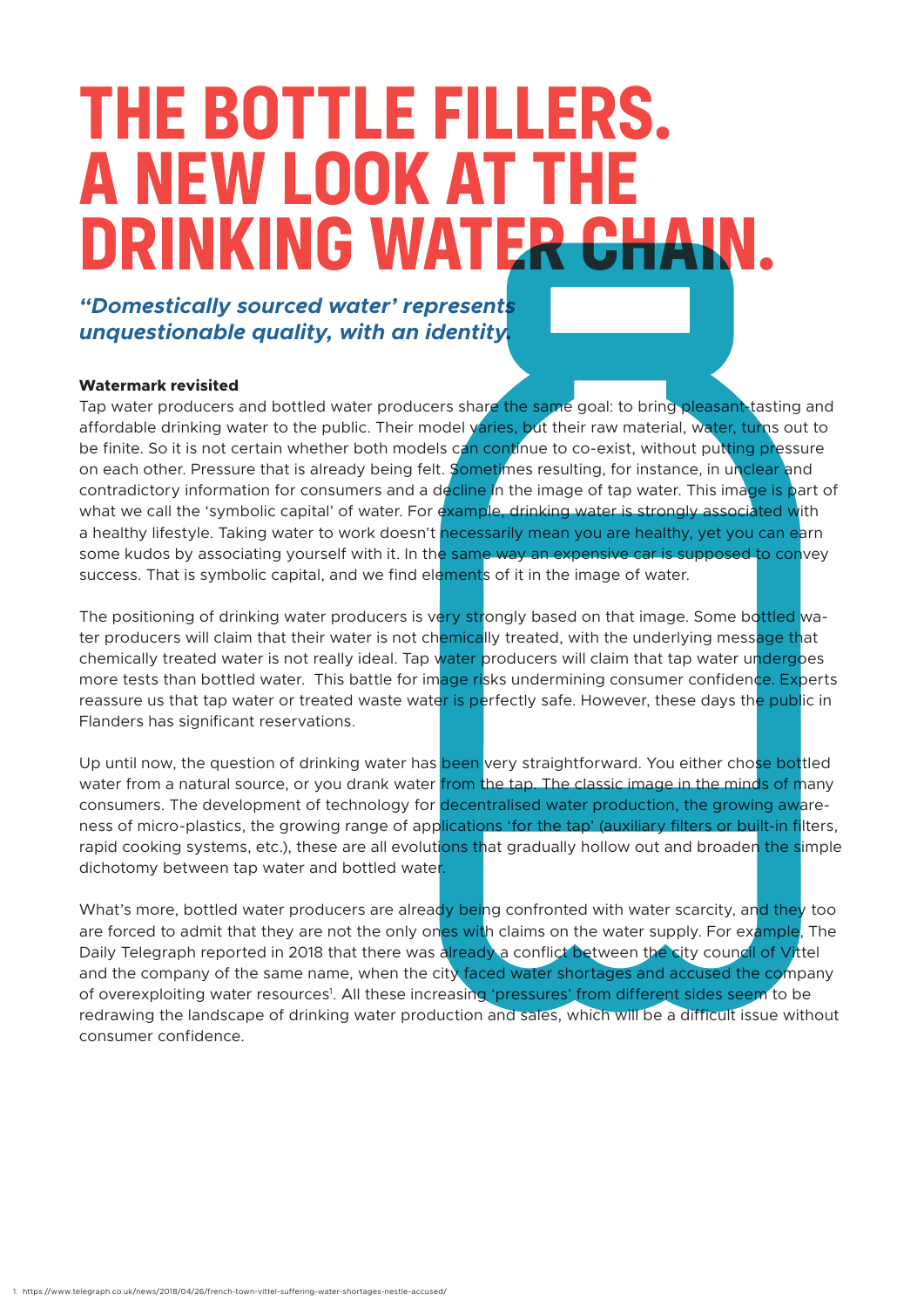# THE BOTTLE FILLERS. A NEW LOOK AT THE DRINKING WATER CHAIN.

***"Domestically sourced water' represents unquestionable quality, with an identity.***

**Watermark revisited**

Tap water producers and bottled water producers share the same goal: to bring pleasant-tasting and affordable drinking water to the public. Their model varies, but their raw material, water, turns out to be finite. So it is not certain whether both models can continue to co-exist, without putting pressure on each other. Pressure that is already being felt. Sometimes resulting, for instance, in unclear and contradictory information for consumers and a decline in the image of tap water. This image is part of what we call the 'symbolic capital' of water. For example, drinking water is strongly associated with a healthy lifestyle. Taking water to work doesn't necessarily mean you are healthy, yet you can earn some kudos by associating yourself with it. In the same way an expensive car is supposed to convey success. That is symbolic capital, and we find elements of it in the image of water.

The positioning of drinking water producers is very strongly based on that image. Some bottled water producers will claim that their water is not chemically treated, with the underlying message that chemically treated water is not really ideal. Tap water producers will claim that tap water undergoes more tests than bottled water. This battle for image risks undermining consumer confidence. Experts reassure us that tap water or treated waste water is perfectly safe. However, these days the public in Flanders has significant reservations.

Up until now, the question of drinking water has been very straightforward. You either chose bottled water from a natural source, or you drank water from the tap. The classic image in the minds of many consumers. The development of technology for decentralised water production, the growing awareness of micro-plastics, the growing range of applications 'for the tap' (auxiliary filters or built-in filters, rapid cooking systems, etc.), these are all evolutions that gradually hollow out and broaden the simple dichotomy between tap water and bottled water.

What's more, bottled water producers are already being confronted with water scarcity, and they too are forced to admit that they are not the only ones with claims on the water supply. For example, The Daily Telegraph reported in 2018 that there was already a conflict between the city council of Vittel and the company of the same name, when the city faced water shortages and accused the company of overexploiting water resources[1]. All these increasing 'pressures' from different sides seem to be redrawing the landscape of drinking water production and sales, which will be a difficult issue without consumer confidence.

1. https://www.telegraph.co.uk/news/2018/04/26/french-town-vittel-suffering-water-shortages-nestle-accused/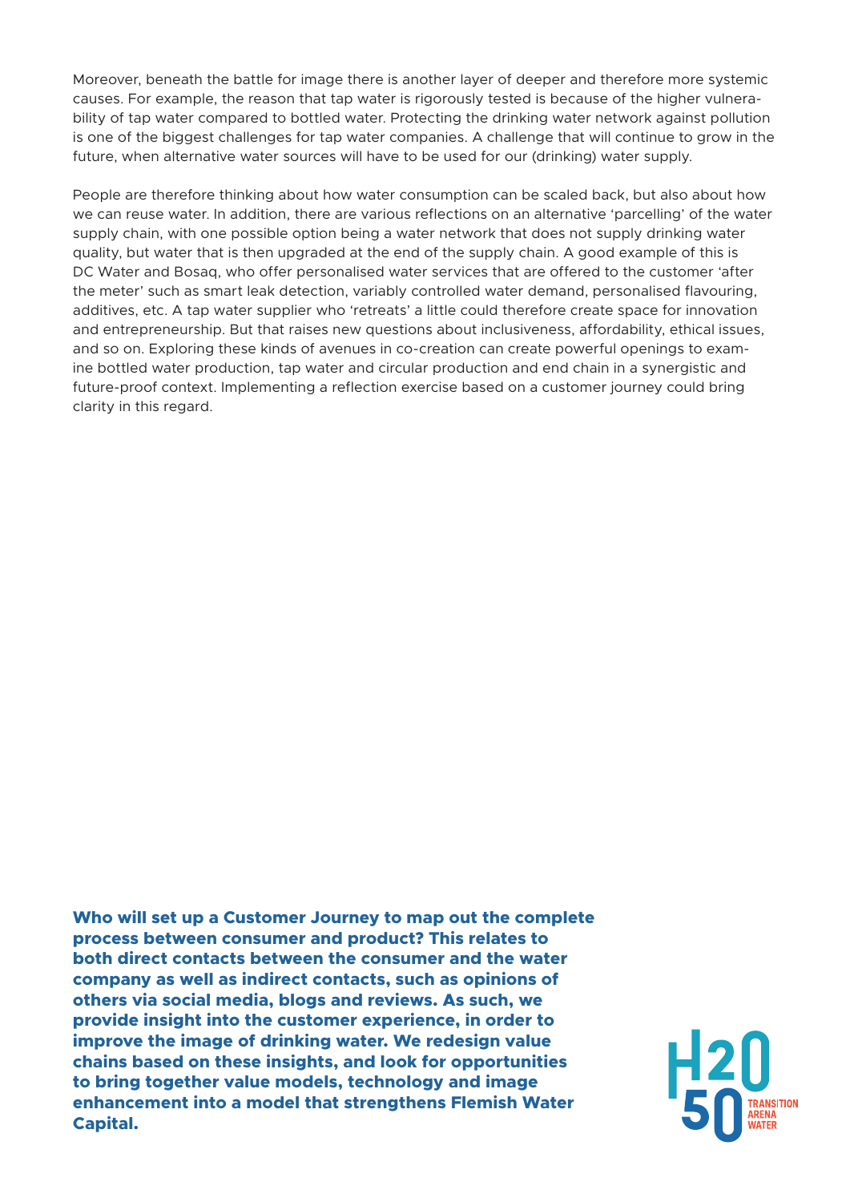Moreover, beneath the battle for image there is another layer of deeper and therefore more systemic causes. For example, the reason that tap water is rigorously tested is because of the higher vulnerability of tap water compared to bottled water. Protecting the drinking water network against pollution is one of the biggest challenges for tap water companies. A challenge that will continue to grow in the future, when alternative water sources will have to be used for our (drinking) water supply.

People are therefore thinking about how water consumption can be scaled back, but also about how we can reuse water. In addition, there are various reflections on an alternative 'parcelling' of the water supply chain, with one possible option being a water network that does not supply drinking water quality, but water that is then upgraded at the end of the supply chain. A good example of this is DC Water and Bosaq, who offer personalised water services that are offered to the customer 'after the meter' such as smart leak detection, variably controlled water demand, personalised flavouring, additives, etc. A tap water supplier who 'retreats' a little could therefore create space for innovation and entrepreneurship. But that raises new questions about inclusiveness, affordability, ethical issues, and so on. Exploring these kinds of avenues in co-creation can create powerful openings to examine bottled water production, tap water and circular production and end chain in a synergistic and future-proof context. Implementing a reflection exercise based on a customer journey could bring clarity in this regard.

**Who will set up a Customer Journey to map out the complete process between consumer and product? This relates to both direct contacts between the consumer and the water company as well as indirect contacts, such as opinions of others via social media, blogs and reviews. As such, we provide insight into the customer experience, in order to improve the image of drinking water. We redesign value chains based on these insights, and look for opportunities to bring together value models, technology and image enhancement into a model that strengthens Flemish Water Capital.**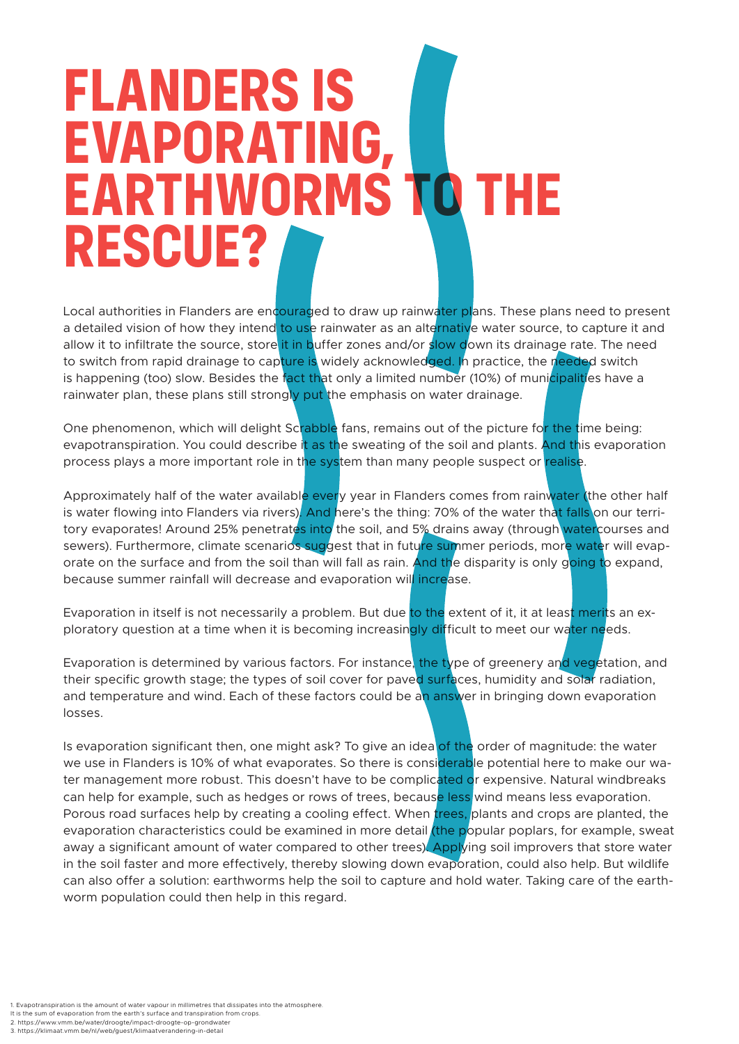# FLANDERS IS EVAPORATING, EARTHWORMS TO THE RESCUE?

Local authorities in Flanders are encouraged to draw up rainwater plans. These plans need to present a detailed vision of how they intend to use rainwater as an alternative water source, to capture it and allow it to infiltrate the source, store it in buffer zones and/or slow down its drainage rate. The need to switch from rapid drainage to capture is widely acknowledged. In practice, the needed switch is happening (too) slow. Besides the fact that only a limited number (10%) of municipalities have a rainwater plan, these plans still strongly put the emphasis on water drainage.

One phenomenon, which will delight Scrabble fans, remains out of the picture for the time being: evapotranspiration. You could describe it as the sweating of the soil and plants. And this evaporation process plays a more important role in the system than many people suspect or realise.

Approximately half of the water available every year in Flanders comes from rainwater (the other half is water flowing into Flanders via rivers). And here's the thing: 70% of the water that falls on our territory evaporates! Around 25% penetrates into the soil, and 5% drains away (through watercourses and sewers). Furthermore, climate scenarios suggest that in future summer periods, more water will evaporate on the surface and from the soil than will fall as rain. And the disparity is only going to expand, because summer rainfall will decrease and evaporation will increase.

Evaporation in itself is not necessarily a problem. But due to the extent of it, it at least merits an exploratory question at a time when it is becoming increasingly difficult to meet our water needs.

Evaporation is determined by various factors. For instance, the type of greenery and vegetation, and their specific growth stage; the types of soil cover for paved surfaces, humidity and solar radiation, and temperature and wind. Each of these factors could be an answer in bringing down evaporation losses.

Is evaporation significant then, one might ask? To give an idea of the order of magnitude: the water we use in Flanders is 10% of what evaporates. So there is considerable potential here to make our water management more robust. This doesn't have to be complicated or expensive. Natural windbreaks can help for example, such as hedges or rows of trees, because less wind means less evaporation. Porous road surfaces help by creating a cooling effect. When trees, plants and crops are planted, the evaporation characteristics could be examined in more detail (the popular poplars, for example, sweat away a significant amount of water compared to other trees). Applying soil improvers that store water in the soil faster and more effectively, thereby slowing down evaporation, could also help. But wildlife can also offer a solution: earthworms help the soil to capture and hold water. Taking care of the earthworm population could then help in this regard.

1. Evapotranspiration is the amount of water vapour in millimetres that dissipates into the atmosphere. It is the sum of evaporation from the earth's surface and transpiration from crops.
2. https://www.vmm.be/water/droogte/impact-droogte-op-grondwater
3. https://klimaat.vmm.be/nl/web/guest/klimaatverandering-in-detail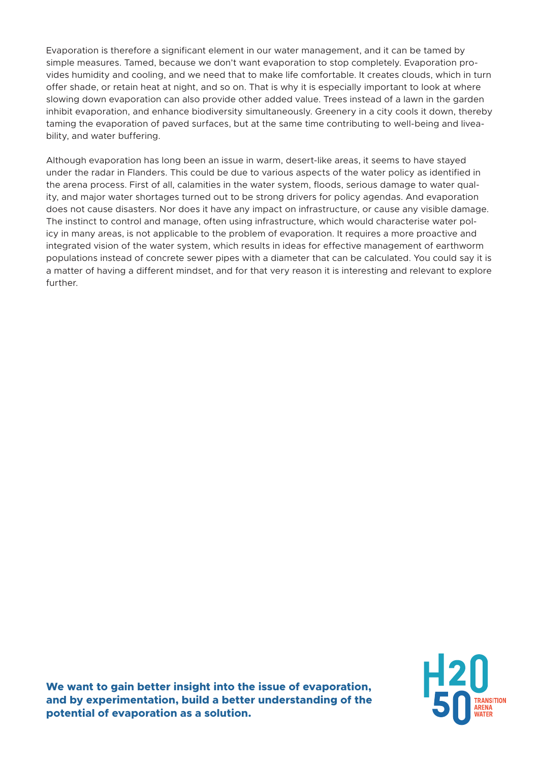Evaporation is therefore a significant element in our water management, and it can be tamed by simple measures. Tamed, because we don't want evaporation to stop completely. Evaporation provides humidity and cooling, and we need that to make life comfortable. It creates clouds, which in turn offer shade, or retain heat at night, and so on. That is why it is especially important to look at where slowing down evaporation can also provide other added value. Trees instead of a lawn in the garden inhibit evaporation, and enhance biodiversity simultaneously. Greenery in a city cools it down, thereby taming the evaporation of paved surfaces, but at the same time contributing to well-being and liveability, and water buffering.

Although evaporation has long been an issue in warm, desert-like areas, it seems to have stayed under the radar in Flanders. This could be due to various aspects of the water policy as identified in the arena process. First of all, calamities in the water system, floods, serious damage to water quality, and major water shortages turned out to be strong drivers for policy agendas. And evaporation does not cause disasters. Nor does it have any impact on infrastructure, or cause any visible damage. The instinct to control and manage, often using infrastructure, which would characterise water policy in many areas, is not applicable to the problem of evaporation. It requires a more proactive and integrated vision of the water system, which results in ideas for effective management of earthworm populations instead of concrete sewer pipes with a diameter that can be calculated. You could say it is a matter of having a different mindset, and for that very reason it is interesting and relevant to explore further.

**We want to gain better insight into the issue of evaporation, and by experimentation, build a better understanding of the potential of evaporation as a solution.**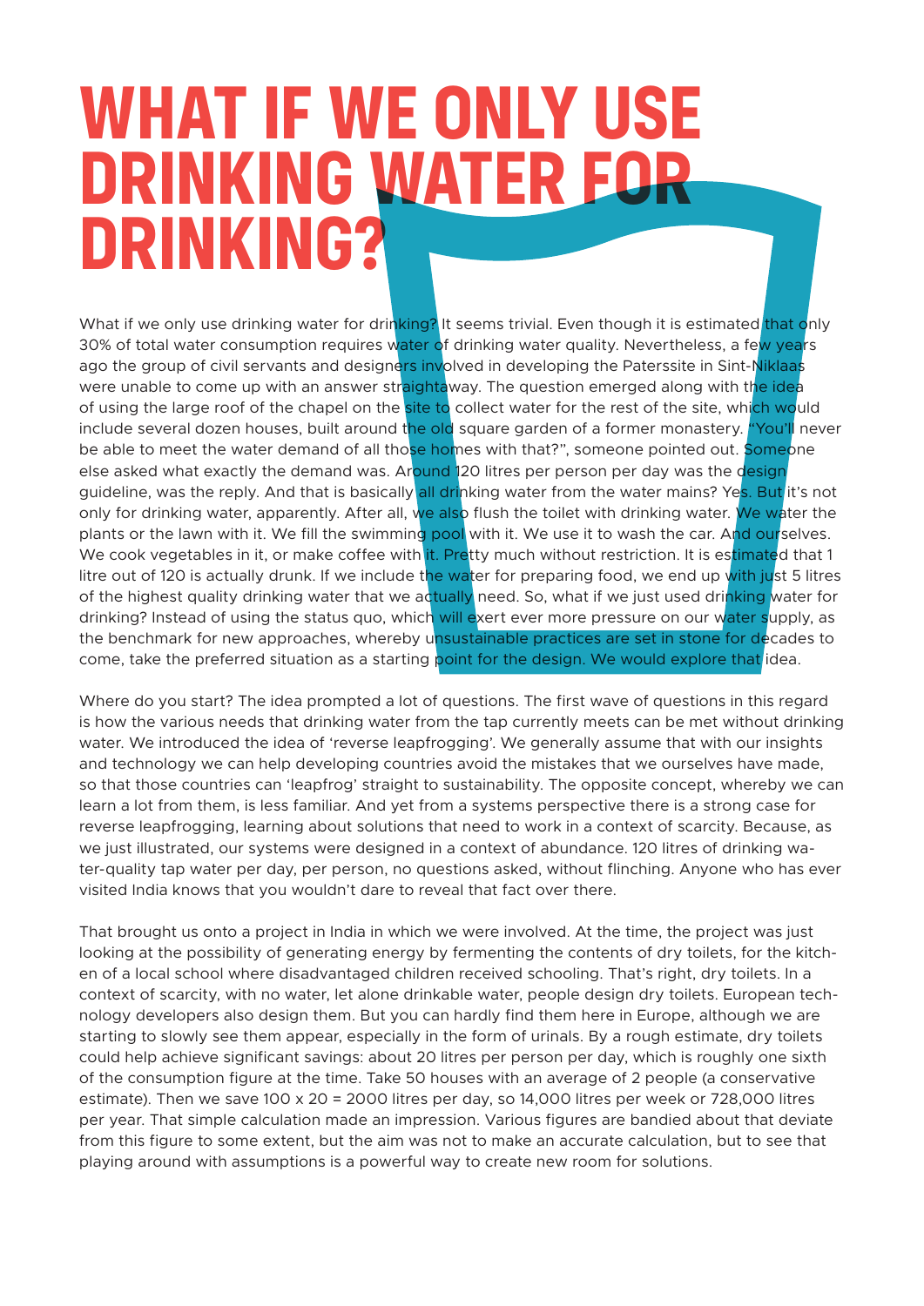# WHAT IF WE ONLY USE DRINKING WATER FOR DRINKING?

What if we only use drinking water for drinking? It seems trivial. Even though it is estimated that only 30% of total water consumption requires water of drinking water quality. Nevertheless, a few years ago the group of civil servants and designers involved in developing the Paterssite in Sint-Niklaas were unable to come up with an answer straightaway. The question emerged along with the idea of using the large roof of the chapel on the site to collect water for the rest of the site, which would include several dozen houses, built around the old square garden of a former monastery. "You'll never be able to meet the water demand of all those homes with that?", someone pointed out. Someone else asked what exactly the demand was. Around 120 litres per person per day was the design guideline, was the reply. And that is basically all drinking water from the water mains? Yes. But it's not only for drinking water, apparently. After all, we also flush the toilet with drinking water. We water the plants or the lawn with it. We fill the swimming pool with it. We use it to wash the car. And ourselves. We cook vegetables in it, or make coffee with it. Pretty much without restriction. It is estimated that 1 litre out of 120 is actually drunk. If we include the water for preparing food, we end up with just 5 litres of the highest quality drinking water that we actually need. So, what if we just used drinking water for drinking? Instead of using the status quo, which will exert ever more pressure on our water supply, as the benchmark for new approaches, whereby unsustainable practices are set in stone for decades to come, take the preferred situation as a starting point for the design. We would explore that idea.

Where do you start? The idea prompted a lot of questions. The first wave of questions in this regard is how the various needs that drinking water from the tap currently meets can be met without drinking water. We introduced the idea of 'reverse leapfrogging'. We generally assume that with our insights and technology we can help developing countries avoid the mistakes that we ourselves have made, so that those countries can 'leapfrog' straight to sustainability. The opposite concept, whereby we can learn a lot from them, is less familiar. And yet from a systems perspective there is a strong case for reverse leapfrogging, learning about solutions that need to work in a context of scarcity. Because, as we just illustrated, our systems were designed in a context of abundance. 120 litres of drinking water-quality tap water per day, per person, no questions asked, without flinching. Anyone who has ever visited India knows that you wouldn't dare to reveal that fact over there.

That brought us onto a project in India in which we were involved. At the time, the project was just looking at the possibility of generating energy by fermenting the contents of dry toilets, for the kitchen of a local school where disadvantaged children received schooling. That's right, dry toilets. In a context of scarcity, with no water, let alone drinkable water, people design dry toilets. European technology developers also design them. But you can hardly find them here in Europe, although we are starting to slowly see them appear, especially in the form of urinals. By a rough estimate, dry toilets could help achieve significant savings: about 20 litres per person per day, which is roughly one sixth of the consumption figure at the time. Take 50 houses with an average of 2 people (a conservative estimate). Then we save 100 x 20 = 2000 litres per day, so 14,000 litres per week or 728,000 litres per year. That simple calculation made an impression. Various figures are bandied about that deviate from this figure to some extent, but the aim was not to make an accurate calculation, but to see that playing around with assumptions is a powerful way to create new room for solutions.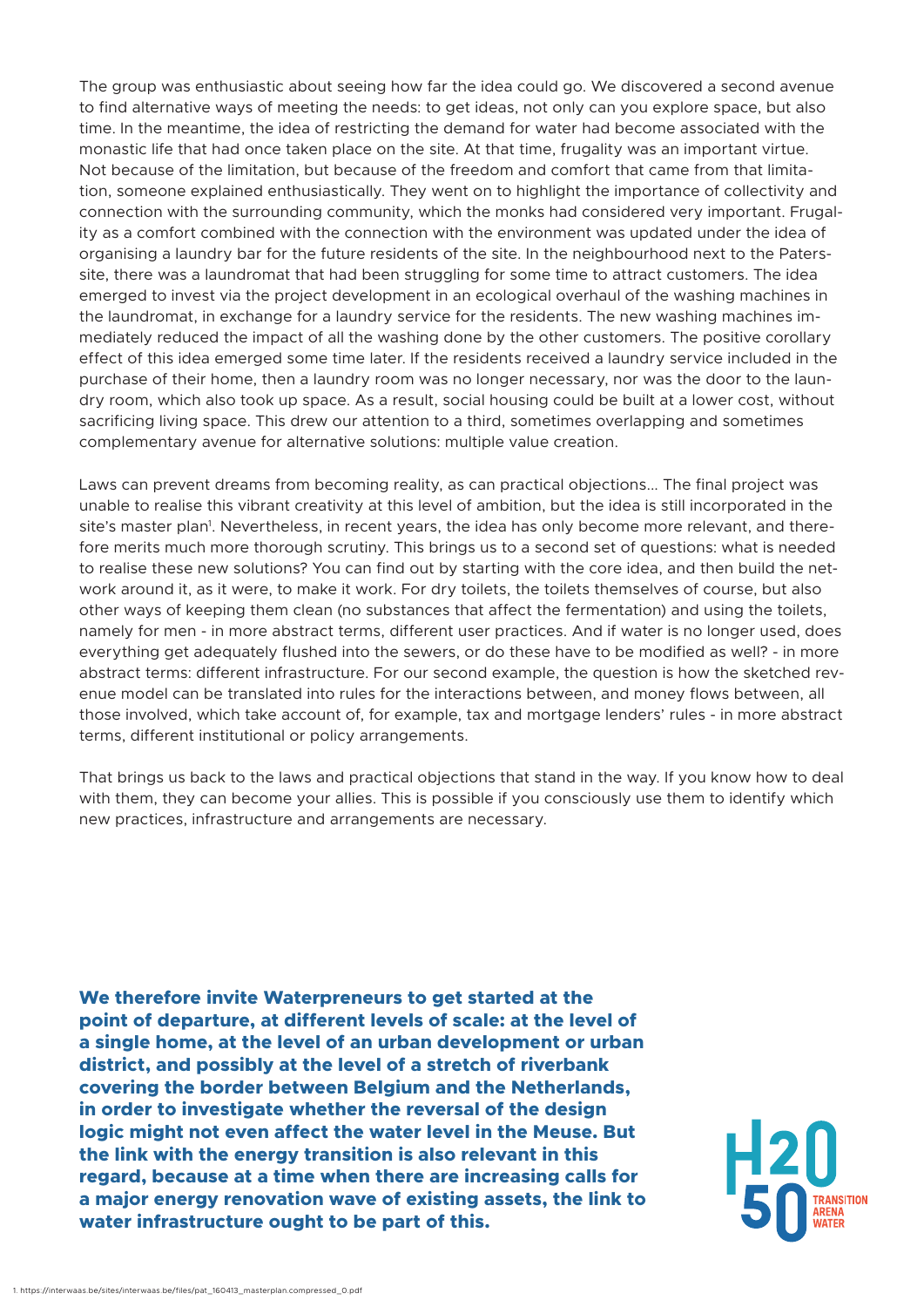The group was enthusiastic about seeing how far the idea could go. We discovered a second avenue to find alternative ways of meeting the needs: to get ideas, not only can you explore space, but also time. In the meantime, the idea of restricting the demand for water had become associated with the monastic life that had once taken place on the site. At that time, frugality was an important virtue. Not because of the limitation, but because of the freedom and comfort that came from that limitation, someone explained enthusiastically. They went on to highlight the importance of collectivity and connection with the surrounding community, which the monks had considered very important. Frugality as a comfort combined with the connection with the environment was updated under the idea of organising a laundry bar for the future residents of the site. In the neighbourhood next to the Paters-site, there was a laundromat that had been struggling for some time to attract customers. The idea emerged to invest via the project development in an ecological overhaul of the washing machines in the laundromat, in exchange for a laundry service for the residents. The new washing machines immediately reduced the impact of all the washing done by the other customers. The positive corollary effect of this idea emerged some time later. If the residents received a laundry service included in the purchase of their home, then a laundry room was no longer necessary, nor was the door to the laundry room, which also took up space. As a result, social housing could be built at a lower cost, without sacrificing living space. This drew our attention to a third, sometimes overlapping and sometimes complementary avenue for alternative solutions: multiple value creation.

Laws can prevent dreams from becoming reality, as can practical objections… The final project was unable to realise this vibrant creativity at this level of ambition, but the idea is still incorporated in the site's master plan[1]. Nevertheless, in recent years, the idea has only become more relevant, and therefore merits much more thorough scrutiny. This brings us to a second set of questions: what is needed to realise these new solutions? You can find out by starting with the core idea, and then build the network around it, as it were, to make it work. For dry toilets, the toilets themselves of course, but also other ways of keeping them clean (no substances that affect the fermentation) and using the toilets, namely for men - in more abstract terms, different user practices. And if water is no longer used, does everything get adequately flushed into the sewers, or do these have to be modified as well? - in more abstract terms: different infrastructure. For our second example, the question is how the sketched revenue model can be translated into rules for the interactions between, and money flows between, all those involved, which take account of, for example, tax and mortgage lenders' rules - in more abstract terms, different institutional or policy arrangements.

That brings us back to the laws and practical objections that stand in the way. If you know how to deal with them, they can become your allies. This is possible if you consciously use them to identify which new practices, infrastructure and arrangements are necessary.

**We therefore invite Waterpreneurs to get started at the point of departure, at different levels of scale: at the level of a single home, at the level of an urban development or urban district, and possibly at the level of a stretch of riverbank covering the border between Belgium and the Netherlands, in order to investigate whether the reversal of the design logic might not even affect the water level in the Meuse. But the link with the energy transition is also relevant in this regard, because at a time when there are increasing calls for a major energy renovation wave of existing assets, the link to water infrastructure ought to be part of this.**

H2O 50 TRANSITION ARENA WATER

1. https://interwaas.be/sites/interwaas.be/files/pat_160413_masterplan.compressed_0.pdf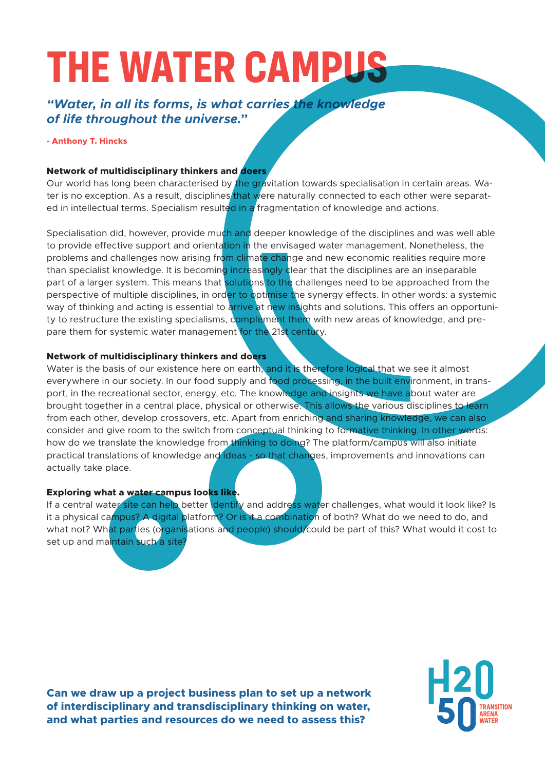# THE WATER CAMPUS

***"Water, in all its forms, is what carries the knowledge of life throughout the universe."***

**- Anthony T. Hincks**

**Network of multidisciplinary thinkers and doers**

Our world has long been characterised by the gravitation towards specialisation in certain areas. Water is no exception. As a result, disciplines that were naturally connected to each other were separated in intellectual terms. Specialism resulted in a fragmentation of knowledge and actions.

Specialisation did, however, provide much and deeper knowledge of the disciplines and was well able to provide effective support and orientation in the envisaged water management. Nonetheless, the problems and challenges now arising from climate change and new economic realities require more than specialist knowledge. It is becoming increasingly clear that the disciplines are an inseparable part of a larger system. This means that solutions to the challenges need to be approached from the perspective of multiple disciplines, in order to optimise the synergy effects. In other words: a systemic way of thinking and acting is essential to arrive at new insights and solutions. This offers an opportunity to restructure the existing specialisms, complement them with new areas of knowledge, and prepare them for systemic water management for the 21st century.

**Network of multidisciplinary thinkers and doers**

Water is the basis of our existence here on earth, and it is therefore logical that we see it almost everywhere in our society. In our food supply and food processing, in the built environment, in transport, in the recreational sector, energy, etc. The knowledge and insights we have about water are brought together in a central place, physical or otherwise. This allows the various disciplines to learn from each other, develop crossovers, etc. Apart from enriching and sharing knowledge, we can also consider and give room to the switch from conceptual thinking to formative thinking. In other words: how do we translate the knowledge from thinking to doing? The platform/campus will also initiate practical translations of knowledge and ideas - so that changes, improvements and innovations can actually take place.

**Exploring what a water campus looks like.**

If a central water site can help better identify and address water challenges, what would it look like? Is it a physical campus? A digital platform? Or is it a combination of both? What do we need to do, and what not? What parties (organisations and people) should/could be part of this? What would it cost to set up and maintain such a site?

**Can we draw up a project business plan to set up a network of interdisciplinary and transdisciplinary thinking on water, and what parties and resources do we need to assess this?**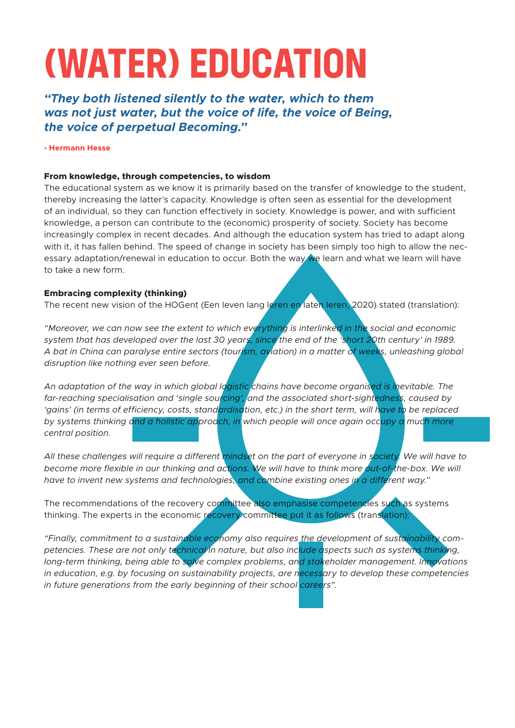# (WATER) EDUCATION

***"They both listened silently to the water, which to them was not just water, but the voice of life, the voice of Being, the voice of perpetual Becoming."***

**- Hermann Hesse**

**From knowledge, through competencies, to wisdom**

The educational system as we know it is primarily based on the transfer of knowledge to the student, thereby increasing the latter's capacity. Knowledge is often seen as essential for the development of an individual, so they can function effectively in society. Knowledge is power, and with sufficient knowledge, a person can contribute to the (economic) prosperity of society. Society has become increasingly complex in recent decades. And although the education system has tried to adapt along with it, it has fallen behind. The speed of change in society has been simply too high to allow the necessary adaptation/renewal in education to occur. Both the way we learn and what we learn will have to take a new form.

**Embracing complexity (thinking)**

The recent new vision of the HOGent (Een leven lang leren en laten leren, 2020) stated (translation):

*"Moreover, we can now see the extent to which everything is interlinked in the social and economic system that has developed over the last 30 years, since the end of the 'short 20th century' in 1989. A bat in China can paralyse entire sectors (tourism, aviation) in a matter of weeks, unleashing global disruption like nothing ever seen before.*

*An adaptation of the way in which global logistic chains have become organised is inevitable. The far-reaching specialisation and 'single sourcing', and the associated short-sightedness, caused by 'gains' (in terms of efficiency, costs, standardisation, etc.) in the short term, will have to be replaced by systems thinking and a holistic approach, in which people will once again occupy a much more central position.*

*All these challenges will require a different mindset on the part of everyone in society. We will have to become more flexible in our thinking and actions. We will have to think more out-of-the-box. We will have to invent new systems and technologies, and combine existing ones in a different way."*

The recommendations of the recovery committee also emphasise competencies such as systems thinking. The experts in the economic recovery committee put it as follows (translation):

*"Finally, commitment to a sustainable economy also requires the development of sustainability competencies. These are not only technical in nature, but also include aspects such as systems thinking, long-term thinking, being able to solve complex problems, and stakeholder management. Innovations in education, e.g. by focusing on sustainability projects, are necessary to develop these competencies in future generations from the early beginning of their school careers".*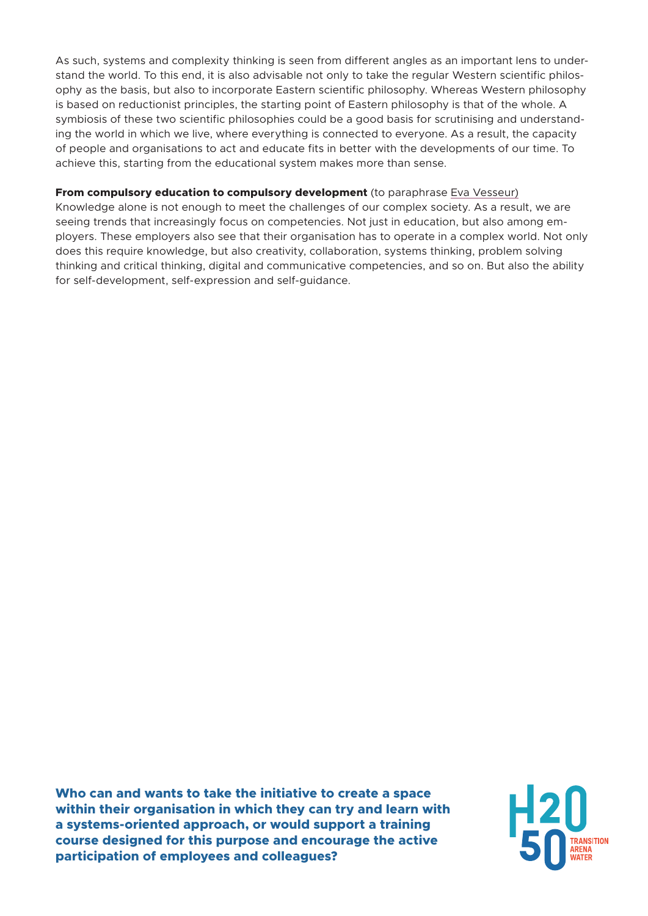As such, systems and complexity thinking is seen from different angles as an important lens to understand the world. To this end, it is also advisable not only to take the regular Western scientific philosophy as the basis, but also to incorporate Eastern scientific philosophy. Whereas Western philosophy is based on reductionist principles, the starting point of Eastern philosophy is that of the whole. A symbiosis of these two scientific philosophies could be a good basis for scrutinising and understanding the world in which we live, where everything is connected to everyone. As a result, the capacity of people and organisations to act and educate fits in better with the developments of our time. To achieve this, starting from the educational system makes more than sense.

**From compulsory education to compulsory development** (to paraphrase Eva Vesseur)
Knowledge alone is not enough to meet the challenges of our complex society. As a result, we are seeing trends that increasingly focus on competencies. Not just in education, but also among employers. These employers also see that their organisation has to operate in a complex world. Not only does this require knowledge, but also creativity, collaboration, systems thinking, problem solving thinking and critical thinking, digital and communicative competencies, and so on. But also the ability for self-development, self-expression and self-guidance.

**Who can and wants to take the initiative to create a space within their organisation in which they can try and learn with a systems-oriented approach, or would support a training course designed for this purpose and encourage the active participation of employees and colleagues?**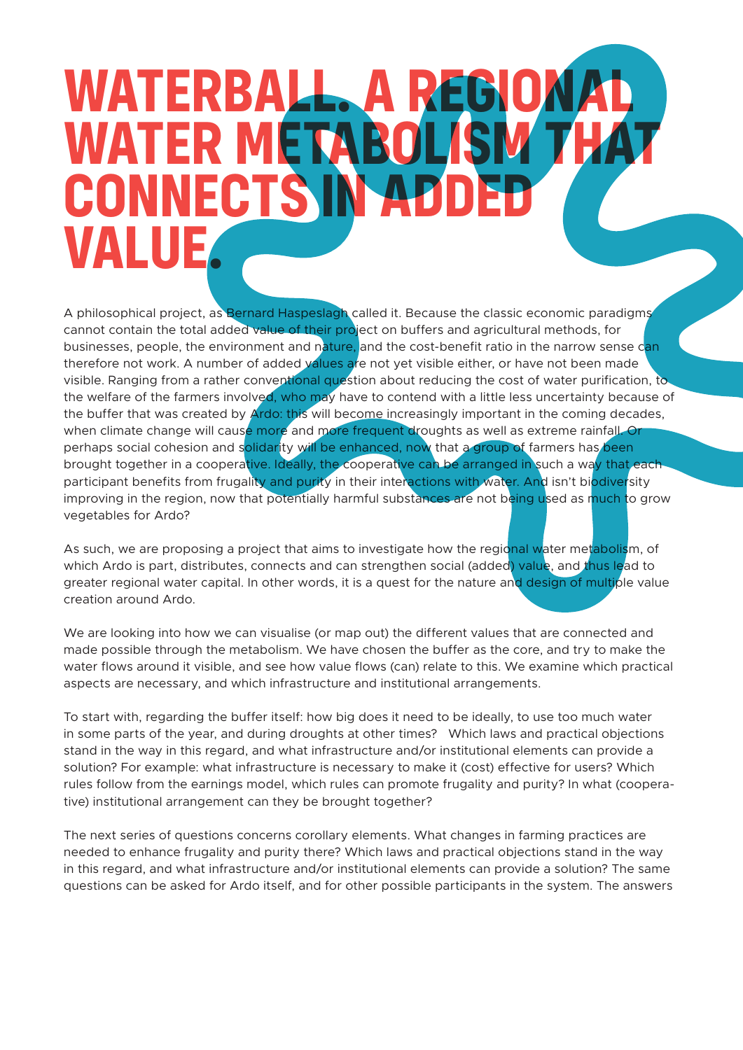# WATERBALL. A REGIONAL WATER METABOLISM THAT CONNECTS IN ADDED VALUE.

A philosophical project, as Bernard Haspeslagh called it. Because the classic economic paradigms cannot contain the total added value of their project on buffers and agricultural methods, for businesses, people, the environment and nature, and the cost-benefit ratio in the narrow sense can therefore not work. A number of added values are not yet visible either, or have not been made visible. Ranging from a rather conventional question about reducing the cost of water purification, to the welfare of the farmers involved, who may have to contend with a little less uncertainty because of the buffer that was created by Ardo: this will become increasingly important in the coming decades, when climate change will cause more and more frequent droughts as well as extreme rainfall. Or perhaps social cohesion and solidarity will be enhanced, now that a group of farmers has been brought together in a cooperative. Ideally, the cooperative can be arranged in such a way that each participant benefits from frugality and purity in their interactions with water. And isn't biodiversity improving in the region, now that potentially harmful substances are not being used as much to grow vegetables for Ardo?

As such, we are proposing a project that aims to investigate how the regional water metabolism, of which Ardo is part, distributes, connects and can strengthen social (added) value, and thus lead to greater regional water capital. In other words, it is a quest for the nature and design of multiple value creation around Ardo.

We are looking into how we can visualise (or map out) the different values that are connected and made possible through the metabolism. We have chosen the buffer as the core, and try to make the water flows around it visible, and see how value flows (can) relate to this. We examine which practical aspects are necessary, and which infrastructure and institutional arrangements.

To start with, regarding the buffer itself: how big does it need to be ideally, to use too much water in some parts of the year, and during droughts at other times? Which laws and practical objections stand in the way in this regard, and what infrastructure and/or institutional elements can provide a solution? For example: what infrastructure is necessary to make it (cost) effective for users? Which rules follow from the earnings model, which rules can promote frugality and purity? In what (cooperative) institutional arrangement can they be brought together?

The next series of questions concerns corollary elements. What changes in farming practices are needed to enhance frugality and purity there? Which laws and practical objections stand in the way in this regard, and what infrastructure and/or institutional elements can provide a solution? The same questions can be asked for Ardo itself, and for other possible participants in the system. The answers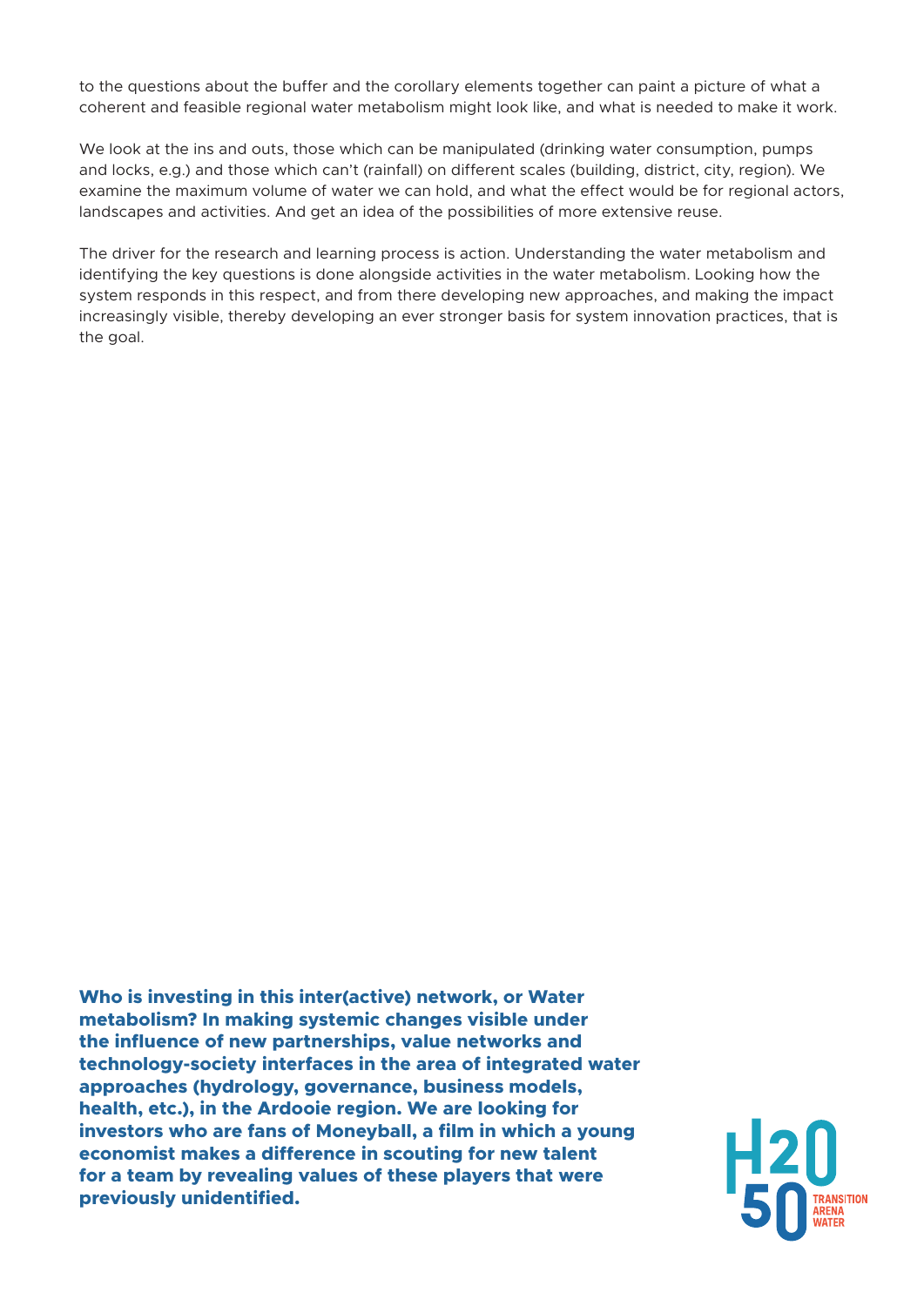to the questions about the buffer and the corollary elements together can paint a picture of what a coherent and feasible regional water metabolism might look like, and what is needed to make it work.

We look at the ins and outs, those which can be manipulated (drinking water consumption, pumps and locks, e.g.) and those which can't (rainfall) on different scales (building, district, city, region). We examine the maximum volume of water we can hold, and what the effect would be for regional actors, landscapes and activities. And get an idea of the possibilities of more extensive reuse.

The driver for the research and learning process is action. Understanding the water metabolism and identifying the key questions is done alongside activities in the water metabolism. Looking how the system responds in this respect, and from there developing new approaches, and making the impact increasingly visible, thereby developing an ever stronger basis for system innovation practices, that is the goal.

**Who is investing in this inter(active) network, or Water metabolism? In making systemic changes visible under the influence of new partnerships, value networks and technology-society interfaces in the area of integrated water approaches (hydrology, governance, business models, health, etc.), in the Ardooie region. We are looking for investors who are fans of Moneyball, a film in which a young economist makes a difference in scouting for new talent for a team by revealing values of these players that were previously unidentified.**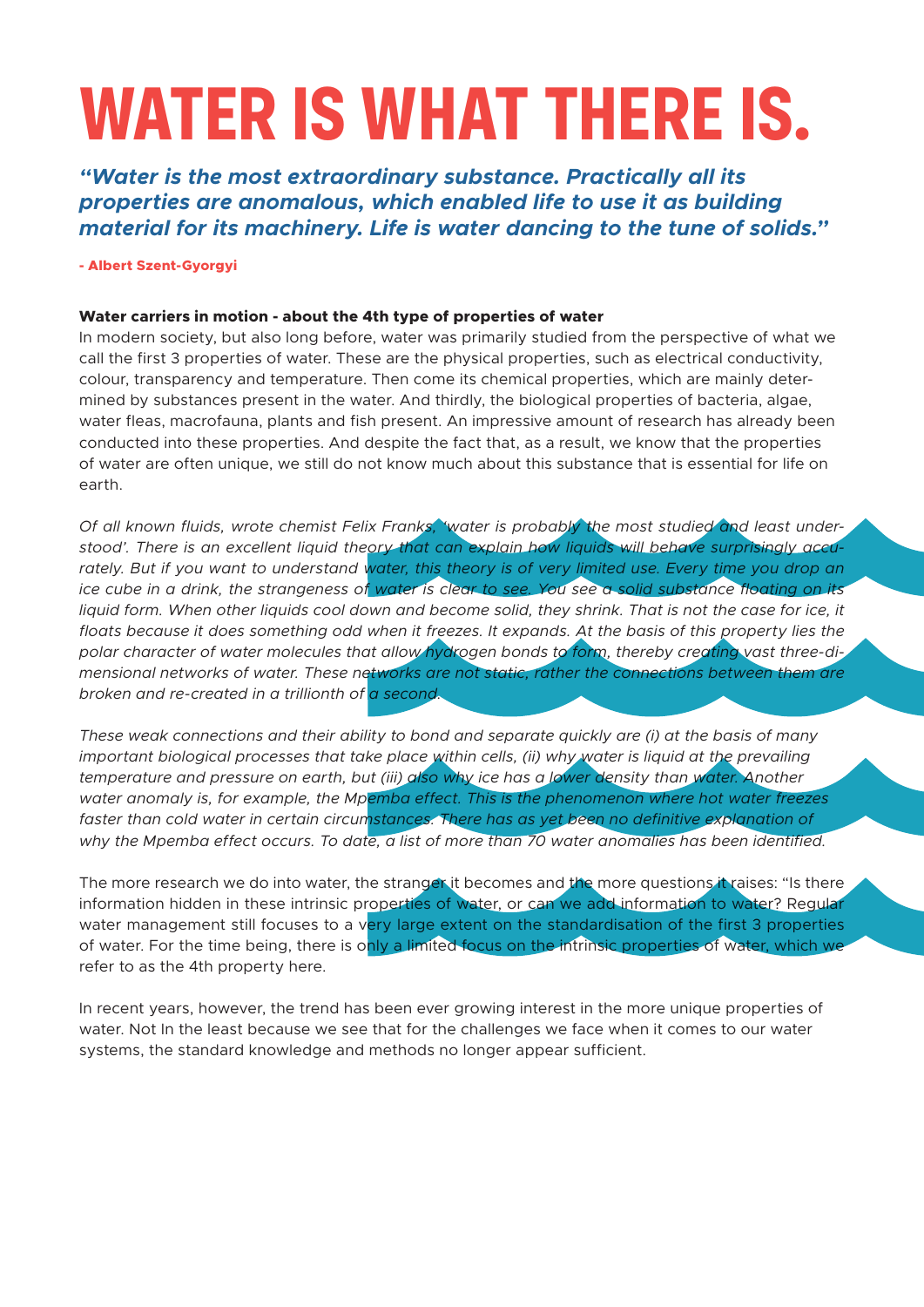# WATER IS WHAT THERE IS.

***"Water is the most extraordinary substance. Practically all its properties are anomalous, which enabled life to use it as building material for its machinery. Life is water dancing to the tune of solids."***

**- Albert Szent-Gyorgyi**

**Water carriers in motion - about the 4th type of properties of water**

In modern society, but also long before, water was primarily studied from the perspective of what we call the first 3 properties of water. These are the physical properties, such as electrical conductivity, colour, transparency and temperature. Then come its chemical properties, which are mainly determined by substances present in the water. And thirdly, the biological properties of bacteria, algae, water fleas, macrofauna, plants and fish present. An impressive amount of research has already been conducted into these properties. And despite the fact that, as a result, we know that the properties of water are often unique, we still do not know much about this substance that is essential for life on earth.

*Of all known fluids, wrote chemist Felix Franks, 'water is probably the most studied and least understood'. There is an excellent liquid theory that can explain how liquids will behave surprisingly accurately. But if you want to understand water, this theory is of very limited use. Every time you drop an ice cube in a drink, the strangeness of water is clear to see. You see a solid substance floating on its liquid form. When other liquids cool down and become solid, they shrink. That is not the case for ice, it floats because it does something odd when it freezes. It expands. At the basis of this property lies the polar character of water molecules that allow hydrogen bonds to form, thereby creating vast three-dimensional networks of water. These networks are not static, rather the connections between them are broken and re-created in a trillionth of a second.*

*These weak connections and their ability to bond and separate quickly are (i) at the basis of many important biological processes that take place within cells, (ii) why water is liquid at the prevailing temperature and pressure on earth, but (iii) also why ice has a lower density than water. Another water anomaly is, for example, the Mpemba effect. This is the phenomenon where hot water freezes faster than cold water in certain circumstances. There has as yet been no definitive explanation of why the Mpemba effect occurs. To date, a list of more than 70 water anomalies has been identified.*

The more research we do into water, the stranger it becomes and the more questions it raises: "Is there information hidden in these intrinsic properties of water, or can we add information to water? Regular water management still focuses to a very large extent on the standardisation of the first 3 properties of water. For the time being, there is only a limited focus on the intrinsic properties of water, which we refer to as the 4th property here.

In recent years, however, the trend has been ever growing interest in the more unique properties of water. Not In the least because we see that for the challenges we face when it comes to our water systems, the standard knowledge and methods no longer appear sufficient.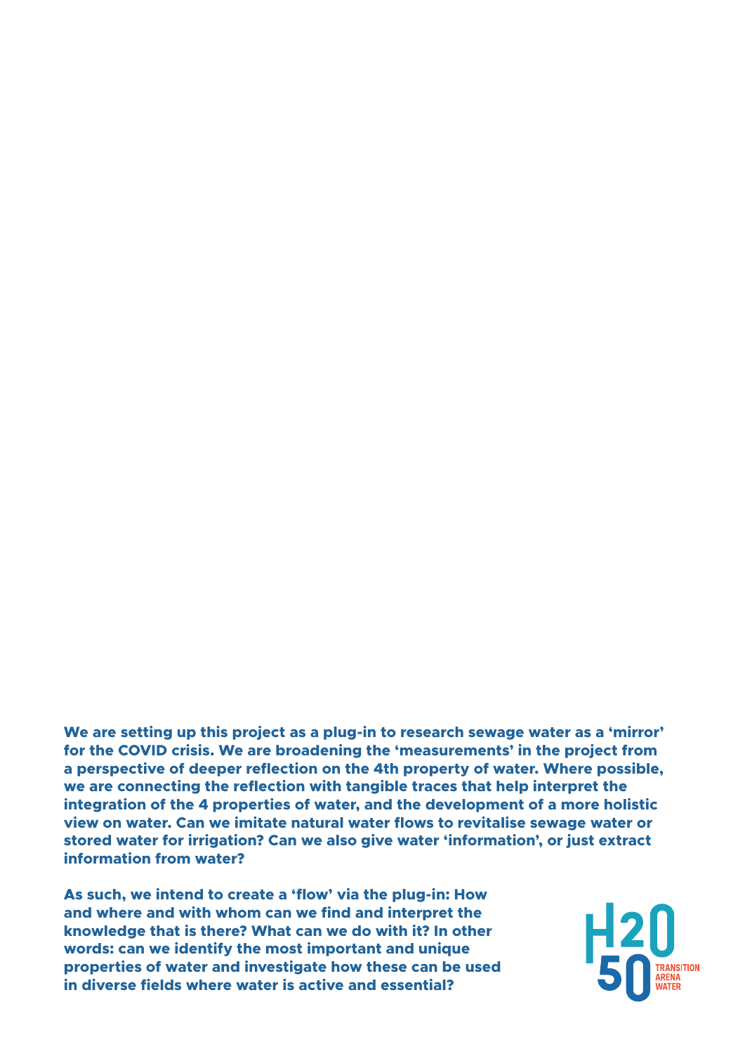**We are setting up this project as a plug-in to research sewage water as a 'mirror' for the COVID crisis. We are broadening the 'measurements' in the project from a perspective of deeper reflection on the 4th property of water. Where possible, we are connecting the reflection with tangible traces that help interpret the integration of the 4 properties of water, and the development of a more holistic view on water. Can we imitate natural water flows to revitalise sewage water or stored water for irrigation? Can we also give water 'information', or just extract information from water?**

**As such, we intend to create a 'flow' via the plug-in: How and where and with whom can we find and interpret the knowledge that is there? What can we do with it? In other words: can we identify the most important and unique properties of water and investigate how these can be used in diverse fields where water is active and essential?**

H2O 50 TRANSITION ARENA WATER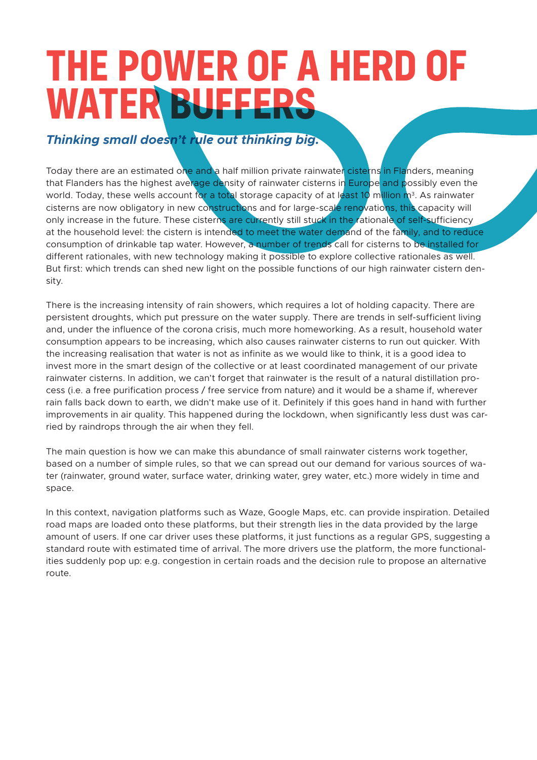# THE POWER OF A HERD OF WATER BUFFERS

***Thinking small doesn't rule out thinking big.***

Today there are an estimated one and a half million private rainwater cisterns in Flanders, meaning that Flanders has the highest average density of rainwater cisterns in Europe and possibly even the world. Today, these wells account for a total storage capacity of at least 10 million m³. As rainwater cisterns are now obligatory in new constructions and for large-scale renovations, this capacity will only increase in the future. These cisterns are currently still stuck in the rationale of self-sufficiency at the household level: the cistern is intended to meet the water demand of the family, and to reduce consumption of drinkable tap water. However, a number of trends call for cisterns to be installed for different rationales, with new technology making it possible to explore collective rationales as well. But first: which trends can shed new light on the possible functions of our high rainwater cistern density.

There is the increasing intensity of rain showers, which requires a lot of holding capacity. There are persistent droughts, which put pressure on the water supply. There are trends in self-sufficient living and, under the influence of the corona crisis, much more homeworking. As a result, household water consumption appears to be increasing, which also causes rainwater cisterns to run out quicker. With the increasing realisation that water is not as infinite as we would like to think, it is a good idea to invest more in the smart design of the collective or at least coordinated management of our private rainwater cisterns. In addition, we can't forget that rainwater is the result of a natural distillation process (i.e. a free purification process / free service from nature) and it would be a shame if, wherever rain falls back down to earth, we didn't make use of it. Definitely if this goes hand in hand with further improvements in air quality. This happened during the lockdown, when significantly less dust was carried by raindrops through the air when they fell.

The main question is how we can make this abundance of small rainwater cisterns work together, based on a number of simple rules, so that we can spread out our demand for various sources of water (rainwater, ground water, surface water, drinking water, grey water, etc.) more widely in time and space.

In this context, navigation platforms such as Waze, Google Maps, etc. can provide inspiration. Detailed road maps are loaded onto these platforms, but their strength lies in the data provided by the large amount of users. If one car driver uses these platforms, it just functions as a regular GPS, suggesting a standard route with estimated time of arrival. The more drivers use the platform, the more functionalities suddenly pop up: e.g. congestion in certain roads and the decision rule to propose an alternative route.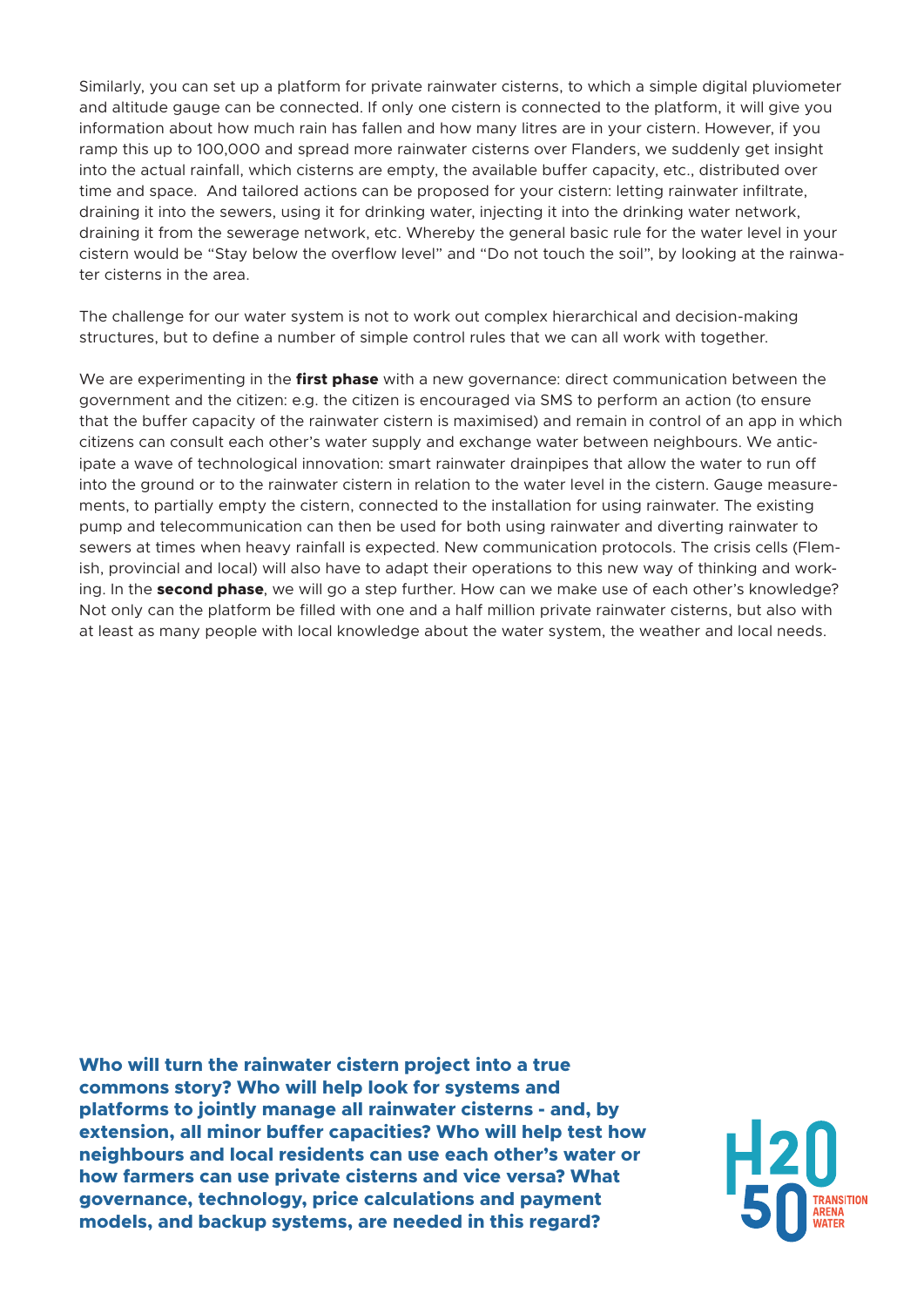Similarly, you can set up a platform for private rainwater cisterns, to which a simple digital pluviometer and altitude gauge can be connected. If only one cistern is connected to the platform, it will give you information about how much rain has fallen and how many litres are in your cistern. However, if you ramp this up to 100,000 and spread more rainwater cisterns over Flanders, we suddenly get insight into the actual rainfall, which cisterns are empty, the available buffer capacity, etc., distributed over time and space. And tailored actions can be proposed for your cistern: letting rainwater infiltrate, draining it into the sewers, using it for drinking water, injecting it into the drinking water network, draining it from the sewerage network, etc. Whereby the general basic rule for the water level in your cistern would be "Stay below the overflow level" and "Do not touch the soil", by looking at the rainwater cisterns in the area.

The challenge for our water system is not to work out complex hierarchical and decision-making structures, but to define a number of simple control rules that we can all work with together.

We are experimenting in the **first phase** with a new governance: direct communication between the government and the citizen: e.g. the citizen is encouraged via SMS to perform an action (to ensure that the buffer capacity of the rainwater cistern is maximised) and remain in control of an app in which citizens can consult each other's water supply and exchange water between neighbours. We anticipate a wave of technological innovation: smart rainwater drainpipes that allow the water to run off into the ground or to the rainwater cistern in relation to the water level in the cistern. Gauge measurements, to partially empty the cistern, connected to the installation for using rainwater. The existing pump and telecommunication can then be used for both using rainwater and diverting rainwater to sewers at times when heavy rainfall is expected. New communication protocols. The crisis cells (Flemish, provincial and local) will also have to adapt their operations to this new way of thinking and working. In the **second phase**, we will go a step further. How can we make use of each other's knowledge? Not only can the platform be filled with one and a half million private rainwater cisterns, but also with at least as many people with local knowledge about the water system, the weather and local needs.

**Who will turn the rainwater cistern project into a true commons story? Who will help look for systems and platforms to jointly manage all rainwater cisterns - and, by extension, all minor buffer capacities? Who will help test how neighbours and local residents can use each other's water or how farmers can use private cisterns and vice versa? What governance, technology, price calculations and payment models, and backup systems, are needed in this regard?**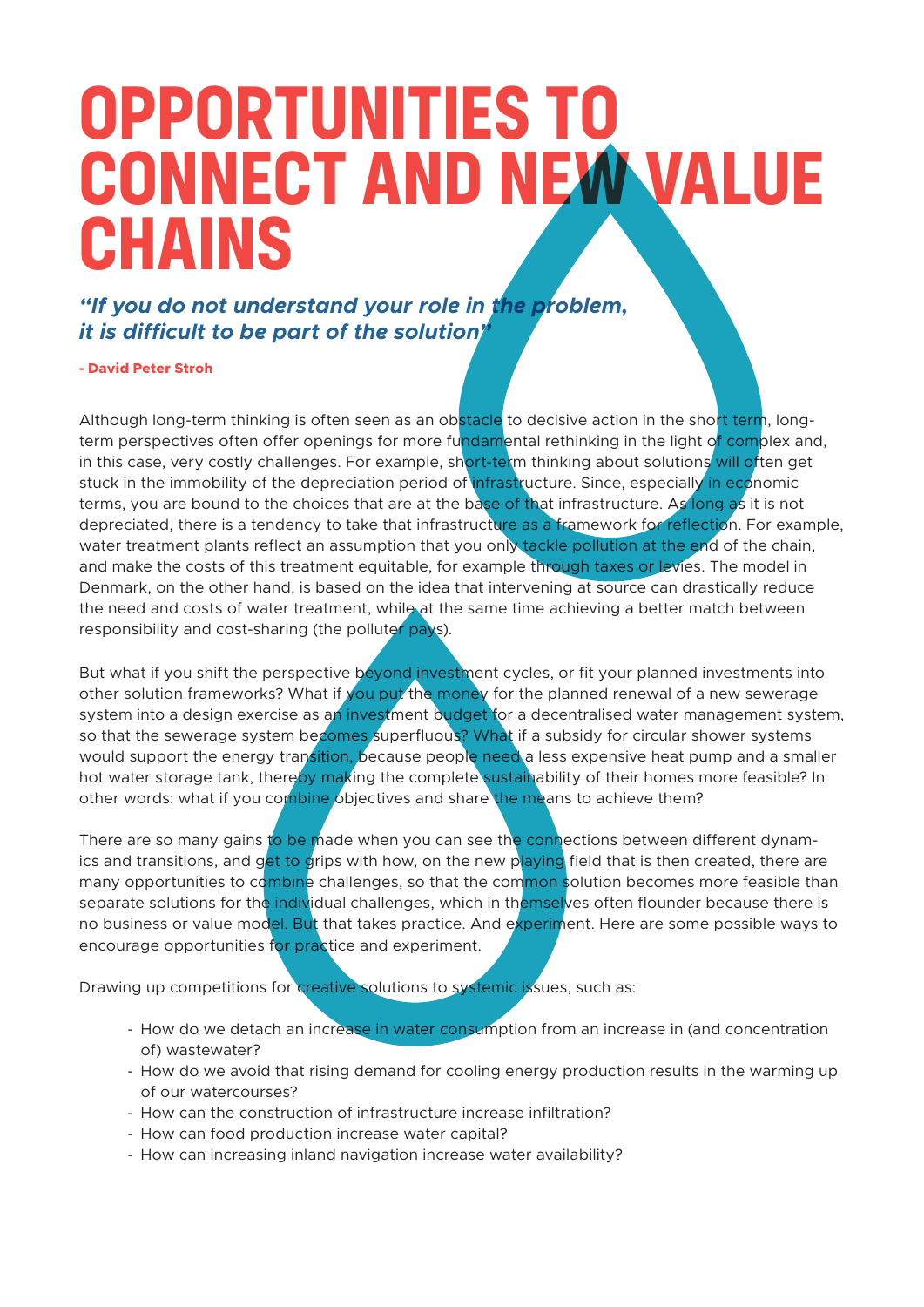# OPPORTUNITIES TO CONNECT AND NEW VALUE CHAINS

***"If you do not understand your role in the problem, it is difficult to be part of the solution"***

**- David Peter Stroh**

Although long-term thinking is often seen as an obstacle to decisive action in the short term, long-term perspectives often offer openings for more fundamental rethinking in the light of complex and, in this case, very costly challenges. For example, short-term thinking about solutions will often get stuck in the immobility of the depreciation period of infrastructure. Since, especially in economic terms, you are bound to the choices that are at the base of that infrastructure. As long as it is not depreciated, there is a tendency to take that infrastructure as a framework for reflection. For example, water treatment plants reflect an assumption that you only tackle pollution at the end of the chain, and make the costs of this treatment equitable, for example through taxes or levies. The model in Denmark, on the other hand, is based on the idea that intervening at source can drastically reduce the need and costs of water treatment, while at the same time achieving a better match between responsibility and cost-sharing (the polluter pays).

But what if you shift the perspective beyond investment cycles, or fit your planned investments into other solution frameworks? What if you put the money for the planned renewal of a new sewerage system into a design exercise as an investment budget for a decentralised water management system, so that the sewerage system becomes superfluous? What if a subsidy for circular shower systems would support the energy transition, because people need a less expensive heat pump and a smaller hot water storage tank, thereby making the complete sustainability of their homes more feasible? In other words: what if you combine objectives and share the means to achieve them?

There are so many gains to be made when you can see the connections between different dynamics and transitions, and get to grips with how, on the new playing field that is then created, there are many opportunities to combine challenges, so that the common solution becomes more feasible than separate solutions for the individual challenges, which in themselves often flounder because there is no business or value model. But that takes practice. And experiment. Here are some possible ways to encourage opportunities for practice and experiment.

Drawing up competitions for creative solutions to systemic issues, such as:

- How do we detach an increase in water consumption from an increase in (and concentration of) wastewater?
- How do we avoid that rising demand for cooling energy production results in the warming up of our watercourses?
- How can the construction of infrastructure increase infiltration?
- How can food production increase water capital?
- How can increasing inland navigation increase water availability?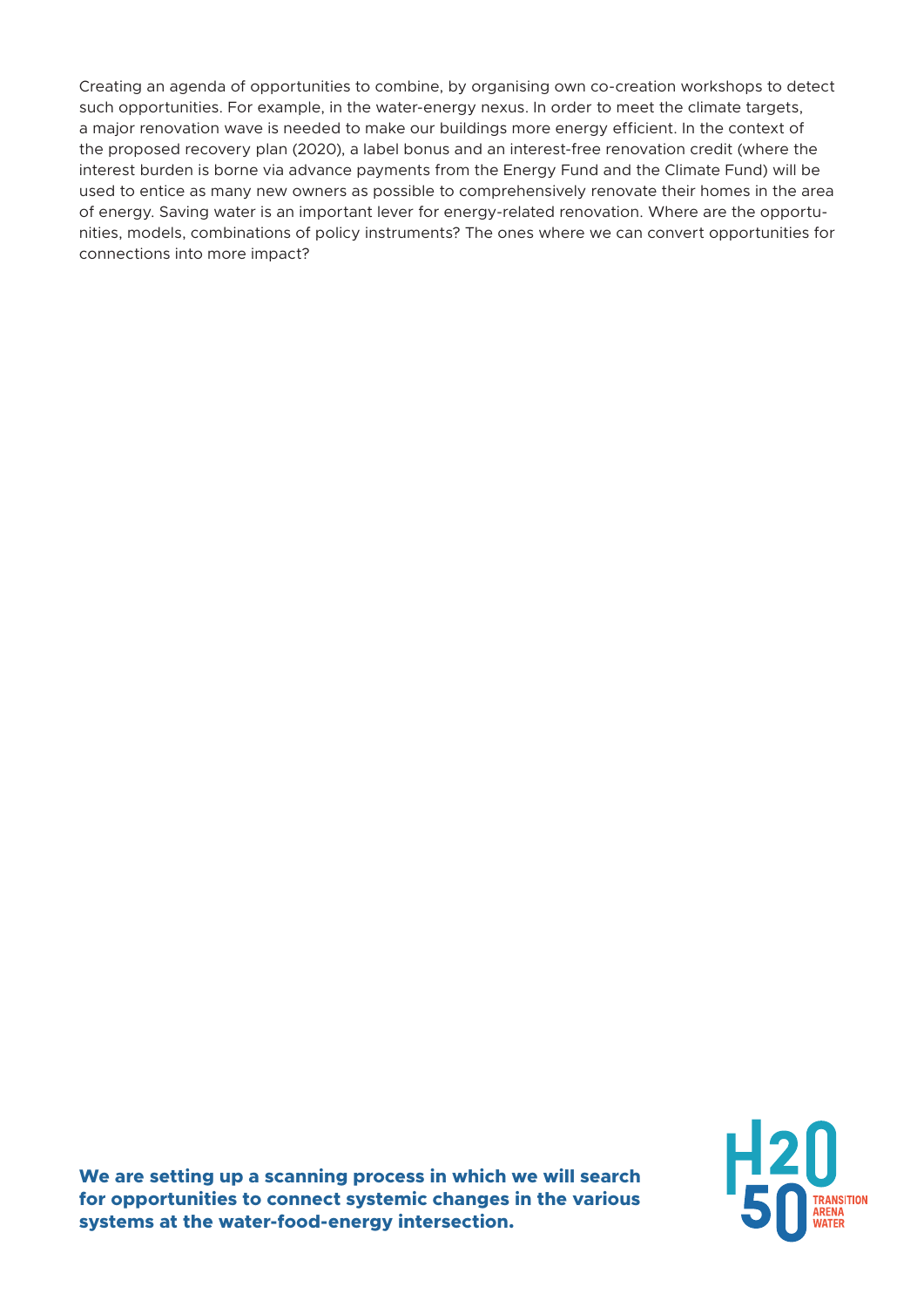Creating an agenda of opportunities to combine, by organising own co-creation workshops to detect such opportunities. For example, in the water-energy nexus. In order to meet the climate targets, a major renovation wave is needed to make our buildings more energy efficient. In the context of the proposed recovery plan (2020), a label bonus and an interest-free renovation credit (where the interest burden is borne via advance payments from the Energy Fund and the Climate Fund) will be used to entice as many new owners as possible to comprehensively renovate their homes in the area of energy. Saving water is an important lever for energy-related renovation. Where are the opportunities, models, combinations of policy instruments? The ones where we can convert opportunities for connections into more impact?

**We are setting up a scanning process in which we will search for opportunities to connect systemic changes in the various systems at the water-food-energy intersection.**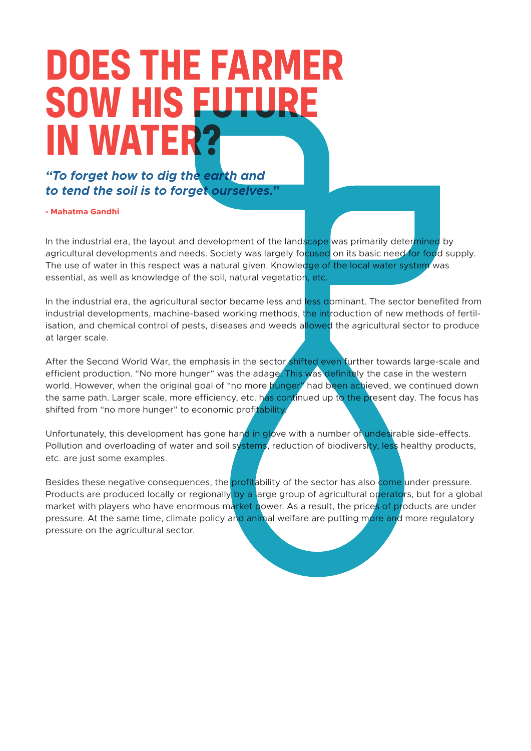# DOES THE FARMER SOW HIS FUTURE IN WATER?

***"To forget how to dig the earth and to tend the soil is to forget ourselves."***

**- Mahatma Gandhi**

In the industrial era, the layout and development of the landscape was primarily determined by agricultural developments and needs. Society was largely focused on its basic need for food supply. The use of water in this respect was a natural given. Knowledge of the local water system was essential, as well as knowledge of the soil, natural vegetation, etc.

In the industrial era, the agricultural sector became less and less dominant. The sector benefited from industrial developments, machine-based working methods, the introduction of new methods of fertilisation, and chemical control of pests, diseases and weeds allowed the agricultural sector to produce at larger scale.

After the Second World War, the emphasis in the sector shifted even further towards large-scale and efficient production. "No more hunger" was the adage. This was definitely the case in the western world. However, when the original goal of "no more hunger" had been achieved, we continued down the same path. Larger scale, more efficiency, etc. has continued up to the present day. The focus has shifted from "no more hunger" to economic profitability.

Unfortunately, this development has gone hand in glove with a number of undesirable side-effects. Pollution and overloading of water and soil systems, reduction of biodiversity, less healthy products, etc. are just some examples.

Besides these negative consequences, the profitability of the sector has also come under pressure. Products are produced locally or regionally by a large group of agricultural operators, but for a global market with players who have enormous market power. As a result, the prices of products are under pressure. At the same time, climate policy and animal welfare are putting more and more regulatory pressure on the agricultural sector.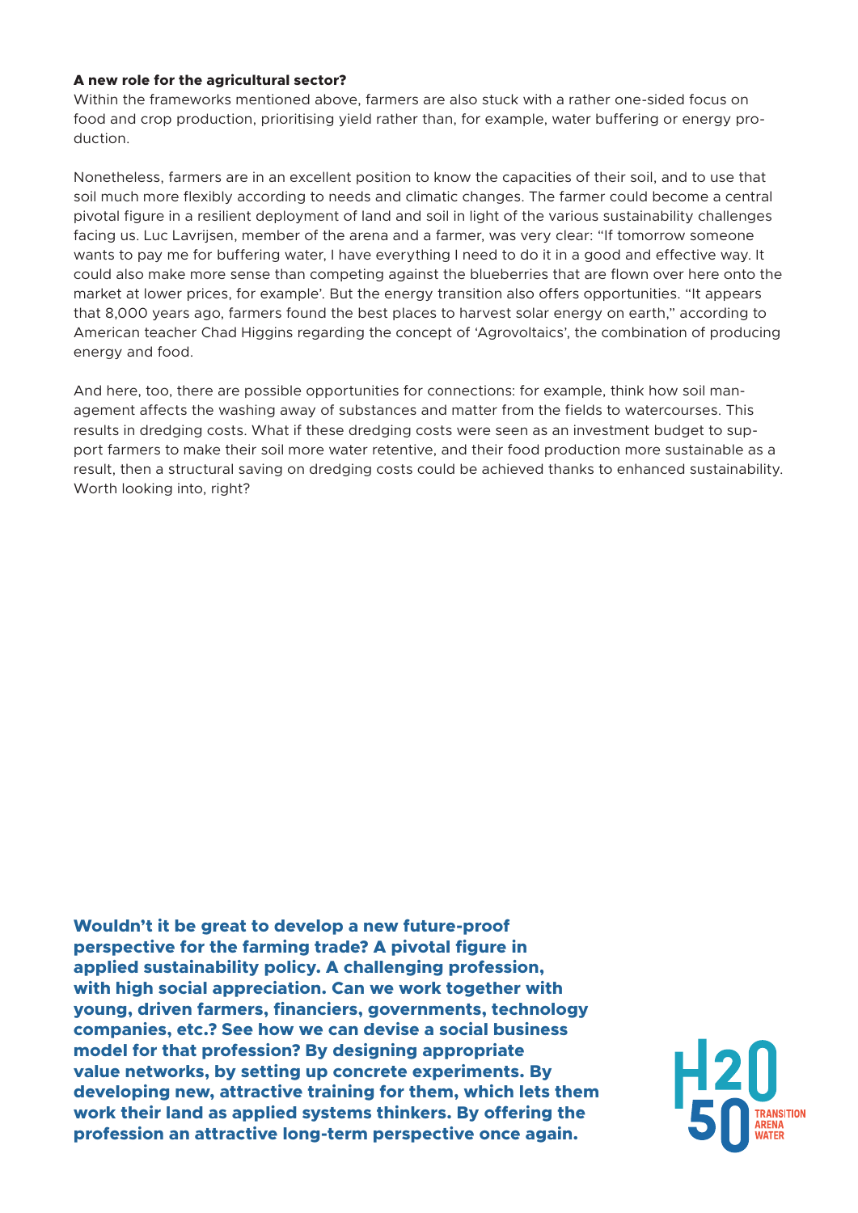**A new role for the agricultural sector?**

Within the frameworks mentioned above, farmers are also stuck with a rather one-sided focus on food and crop production, prioritising yield rather than, for example, water buffering or energy production.

Nonetheless, farmers are in an excellent position to know the capacities of their soil, and to use that soil much more flexibly according to needs and climatic changes. The farmer could become a central pivotal figure in a resilient deployment of land and soil in light of the various sustainability challenges facing us. Luc Lavrijsen, member of the arena and a farmer, was very clear: "If tomorrow someone wants to pay me for buffering water, I have everything I need to do it in a good and effective way. It could also make more sense than competing against the blueberries that are flown over here onto the market at lower prices, for example'. But the energy transition also offers opportunities. "It appears that 8,000 years ago, farmers found the best places to harvest solar energy on earth," according to American teacher Chad Higgins regarding the concept of 'Agrovoltaics', the combination of producing energy and food.

And here, too, there are possible opportunities for connections: for example, think how soil management affects the washing away of substances and matter from the fields to watercourses. This results in dredging costs. What if these dredging costs were seen as an investment budget to support farmers to make their soil more water retentive, and their food production more sustainable as a result, then a structural saving on dredging costs could be achieved thanks to enhanced sustainability. Worth looking into, right?

**Wouldn't it be great to develop a new future-proof perspective for the farming trade? A pivotal figure in applied sustainability policy. A challenging profession, with high social appreciation. Can we work together with young, driven farmers, financiers, governments, technology companies, etc.? See how we can devise a social business model for that profession? By designing appropriate value networks, by setting up concrete experiments. By developing new, attractive training for them, which lets them work their land as applied systems thinkers. By offering the profession an attractive long-term perspective once again.**

H2050 TRANSITION ARENA WATER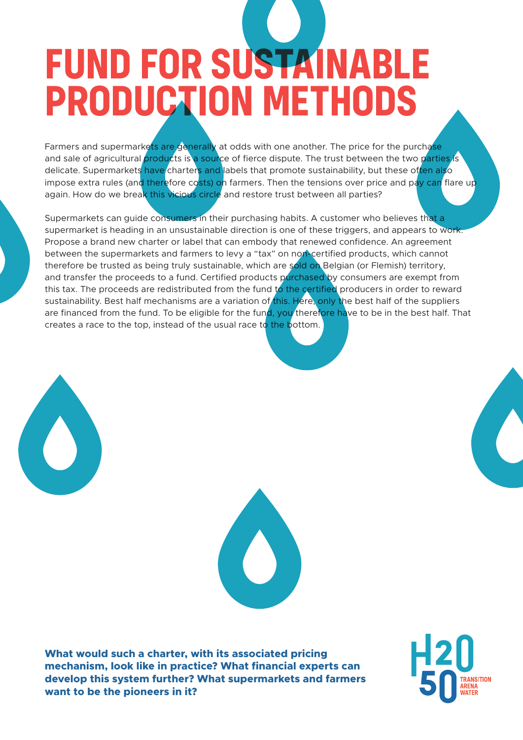# FUND FOR SUSTAINABLE PRODUCTION METHODS

Farmers and supermarkets are generally at odds with one another. The price for the purchase and sale of agricultural products is a source of fierce dispute. The trust between the two parties is delicate. Supermarkets have charters and labels that promote sustainability, but these often also impose extra rules (and therefore costs) on farmers. Then the tensions over price and pay can flare up again. How do we break this vicious circle and restore trust between all parties?

Supermarkets can guide consumers in their purchasing habits. A customer who believes that a supermarket is heading in an unsustainable direction is one of these triggers, and appears to work. Propose a brand new charter or label that can embody that renewed confidence. An agreement between the supermarkets and farmers to levy a "tax" on non-certified products, which cannot therefore be trusted as being truly sustainable, which are sold on Belgian (or Flemish) territory, and transfer the proceeds to a fund. Certified products purchased by consumers are exempt from this tax. The proceeds are redistributed from the fund to the certified producers in order to reward sustainability. Best half mechanisms are a variation of this. Here, only the best half of the suppliers are financed from the fund. To be eligible for the fund, you therefore have to be in the best half. That creates a race to the top, instead of the usual race to the bottom.

**What would such a charter, with its associated pricing mechanism, look like in practice? What financial experts can develop this system further? What supermarkets and farmers want to be the pioneers in it?**

H2050 TRANSITION ARENA WATER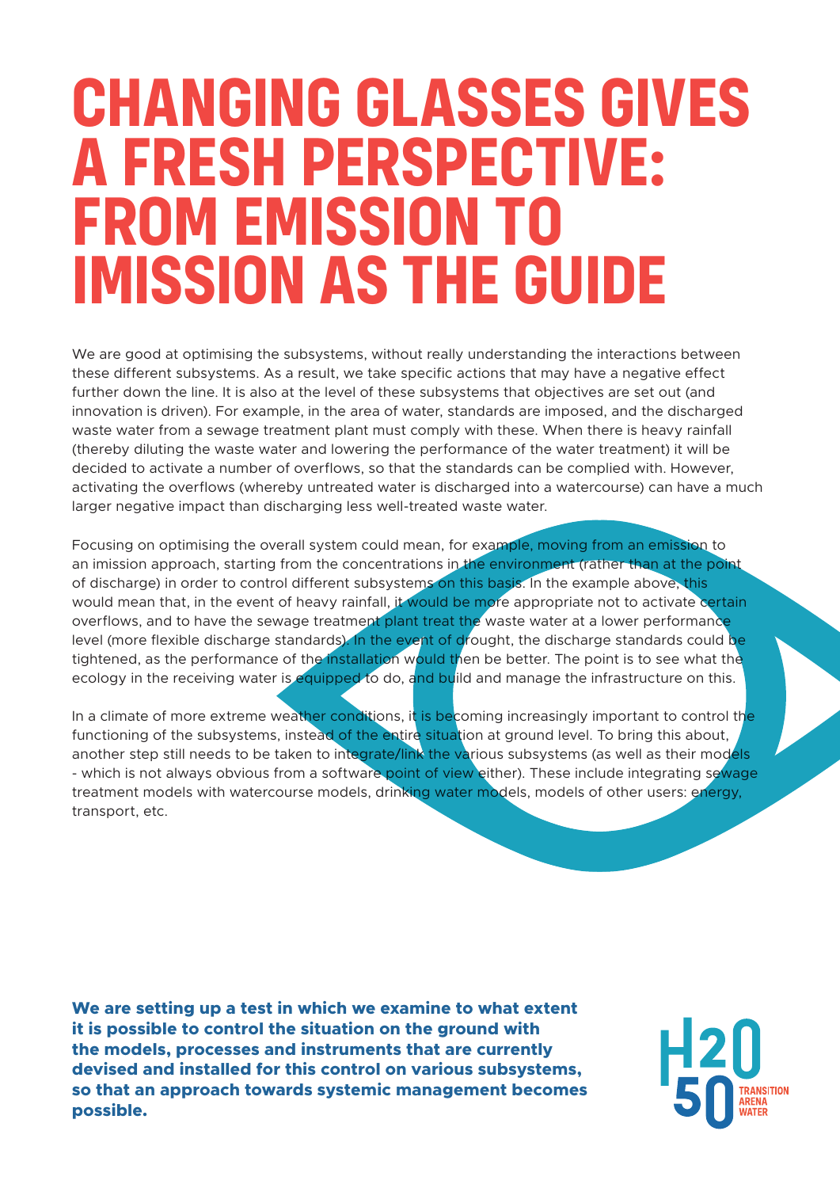# CHANGING GLASSES GIVES A FRESH PERSPECTIVE: FROM EMISSION TO IMISSION AS THE GUIDE

We are good at optimising the subsystems, without really understanding the interactions between these different subsystems. As a result, we take specific actions that may have a negative effect further down the line. It is also at the level of these subsystems that objectives are set out (and innovation is driven). For example, in the area of water, standards are imposed, and the discharged waste water from a sewage treatment plant must comply with these. When there is heavy rainfall (thereby diluting the waste water and lowering the performance of the water treatment) it will be decided to activate a number of overflows, so that the standards can be complied with. However, activating the overflows (whereby untreated water is discharged into a watercourse) can have a much larger negative impact than discharging less well-treated waste water.

Focusing on optimising the overall system could mean, for example, moving from an emission to an imission approach, starting from the concentrations in the environment (rather than at the point of discharge) in order to control different subsystems on this basis. In the example above, this would mean that, in the event of heavy rainfall, it would be more appropriate not to activate certain overflows, and to have the sewage treatment plant treat the waste water at a lower performance level (more flexible discharge standards). In the event of drought, the discharge standards could be tightened, as the performance of the installation would then be better. The point is to see what the ecology in the receiving water is equipped to do, and build and manage the infrastructure on this.

In a climate of more extreme weather conditions, it is becoming increasingly important to control the functioning of the subsystems, instead of the entire situation at ground level. To bring this about, another step still needs to be taken to integrate/link the various subsystems (as well as their models - which is not always obvious from a software point of view either). These include integrating sewage treatment models with watercourse models, drinking water models, models of other users: energy, transport, etc.

**We are setting up a test in which we examine to what extent it is possible to control the situation on the ground with the models, processes and instruments that are currently devised and installed for this control on various subsystems, so that an approach towards systemic management becomes possible.**

H2050 TRANSITION ARENA WATER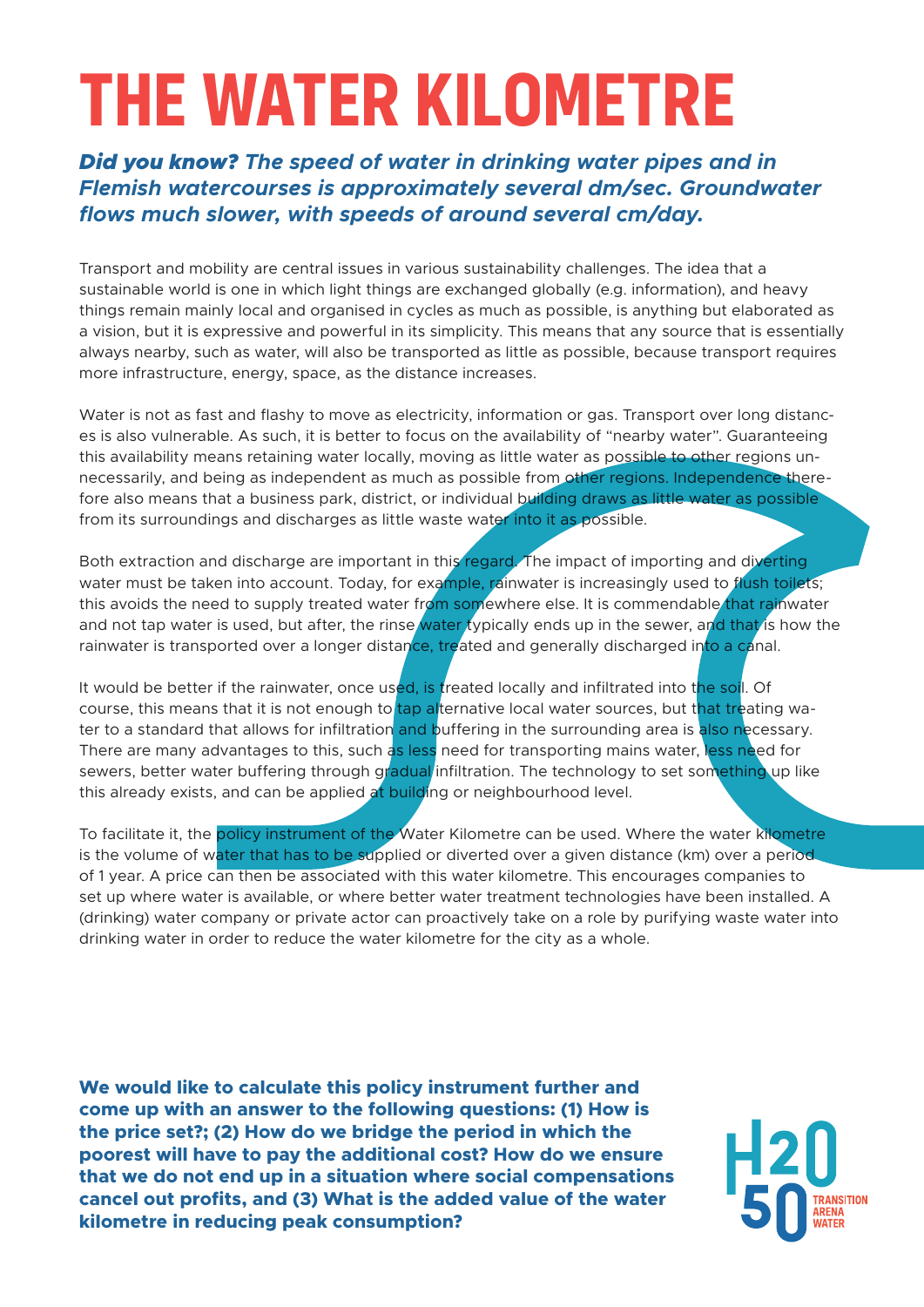# THE WATER KILOMETRE

***Did you know?** The speed of water in drinking water pipes and in Flemish watercourses is approximately several dm/sec. Groundwater flows much slower, with speeds of around several cm/day.*

Transport and mobility are central issues in various sustainability challenges. The idea that a sustainable world is one in which light things are exchanged globally (e.g. information), and heavy things remain mainly local and organised in cycles as much as possible, is anything but elaborated as a vision, but it is expressive and powerful in its simplicity. This means that any source that is essentially always nearby, such as water, will also be transported as little as possible, because transport requires more infrastructure, energy, space, as the distance increases.

Water is not as fast and flashy to move as electricity, information or gas. Transport over long distances is also vulnerable. As such, it is better to focus on the availability of "nearby water". Guaranteeing this availability means retaining water locally, moving as little water as possible to other regions unnecessarily, and being as independent as much as possible from other regions. Independence therefore also means that a business park, district, or individual building draws as little water as possible from its surroundings and discharges as little waste water into it as possible.

Both extraction and discharge are important in this regard. The impact of importing and diverting water must be taken into account. Today, for example, rainwater is increasingly used to flush toilets; this avoids the need to supply treated water from somewhere else. It is commendable that rainwater and not tap water is used, but after, the rinse water typically ends up in the sewer, and that is how the rainwater is transported over a longer distance, treated and generally discharged into a canal.

It would be better if the rainwater, once used, is treated locally and infiltrated into the soil. Of course, this means that it is not enough to tap alternative local water sources, but that treating water to a standard that allows for infiltration and buffering in the surrounding area is also necessary. There are many advantages to this, such as less need for transporting mains water, less need for sewers, better water buffering through gradual infiltration. The technology to set something up like this already exists, and can be applied at building or neighbourhood level.

To facilitate it, the policy instrument of the Water Kilometre can be used. Where the water kilometre is the volume of water that has to be supplied or diverted over a given distance (km) over a period of 1 year. A price can then be associated with this water kilometre. This encourages companies to set up where water is available, or where better water treatment technologies have been installed. A (drinking) water company or private actor can proactively take on a role by purifying waste water into drinking water in order to reduce the water kilometre for the city as a whole.

**We would like to calculate this policy instrument further and come up with an answer to the following questions: (1) How is the price set?; (2) How do we bridge the period in which the poorest will have to pay the additional cost? How do we ensure that we do not end up in a situation where social compensations cancel out profits, and (3) What is the added value of the water kilometre in reducing peak consumption?**

H2050 TRANSITION ARENA WATER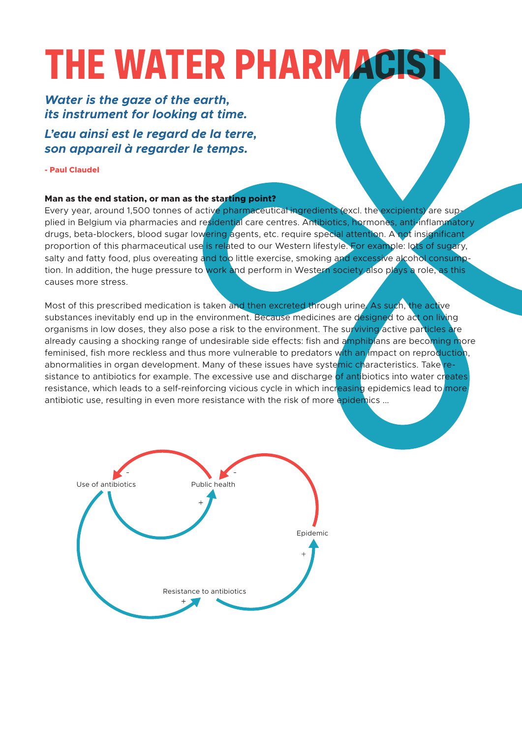# THE WATER PHARMACIST

***Water is the gaze of the earth, its instrument for looking at time.***

***L'eau ainsi est le regard de la terre, son appareil à regarder le temps.***

**- Paul Claudel**

**Man as the end station, or man as the starting point?**

Every year, around 1,500 tonnes of active pharmaceutical ingredients (excl. the excipients) are supplied in Belgium via pharmacies and residential care centres. Antibiotics, hormones, anti-inflammatory drugs, beta-blockers, blood sugar lowering agents, etc. require special attention. A not insignificant proportion of this pharmaceutical use is related to our Western lifestyle. For example: lots of sugary, salty and fatty food, plus overeating and too little exercise, smoking and excessive alcohol consumption. In addition, the huge pressure to work and perform in Western society also plays a role, as this causes more stress.

Most of this prescribed medication is taken and then excreted through urine. As such, the active substances inevitably end up in the environment. Because medicines are designed to act on living organisms in low doses, they also pose a risk to the environment. The surviving active particles are already causing a shocking range of undesirable side effects: fish and amphibians are becoming more feminised, fish more reckless and thus more vulnerable to predators with an impact on reproduction, abnormalities in organ development. Many of these issues have systemic characteristics. Take resistance to antibiotics for example. The excessive use and discharge of antibiotics into water creates resistance, which leads to a self-reinforcing vicious cycle in which increasing epidemics lead to more antibiotic use, resulting in even more resistance with the risk of more epidemics ...

Use of antibiotics — Public health — Epidemic — Resistance to antibiotics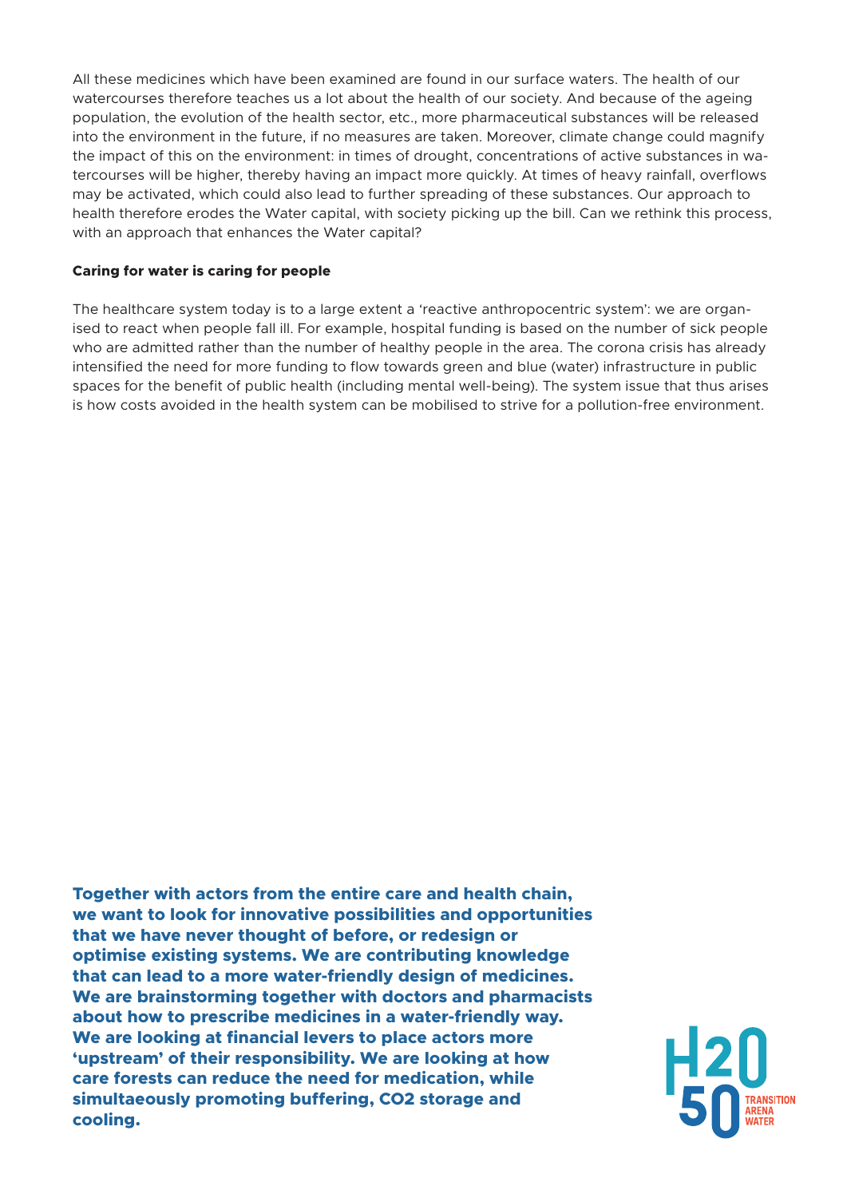All these medicines which have been examined are found in our surface waters. The health of our watercourses therefore teaches us a lot about the health of our society. And because of the ageing population, the evolution of the health sector, etc., more pharmaceutical substances will be released into the environment in the future, if no measures are taken. Moreover, climate change could magnify the impact of this on the environment: in times of drought, concentrations of active substances in watercourses will be higher, thereby having an impact more quickly. At times of heavy rainfall, overflows may be activated, which could also lead to further spreading of these substances. Our approach to health therefore erodes the Water capital, with society picking up the bill. Can we rethink this process, with an approach that enhances the Water capital?

**Caring for water is caring for people**

The healthcare system today is to a large extent a 'reactive anthropocentric system': we are organised to react when people fall ill. For example, hospital funding is based on the number of sick people who are admitted rather than the number of healthy people in the area. The corona crisis has already intensified the need for more funding to flow towards green and blue (water) infrastructure in public spaces for the benefit of public health (including mental well-being). The system issue that thus arises is how costs avoided in the health system can be mobilised to strive for a pollution-free environment.

**Together with actors from the entire care and health chain, we want to look for innovative possibilities and opportunities that we have never thought of before, or redesign or optimise existing systems. We are contributing knowledge that can lead to a more water-friendly design of medicines. We are brainstorming together with doctors and pharmacists about how to prescribe medicines in a water-friendly way. We are looking at financial levers to place actors more 'upstream' of their responsibility. We are looking at how care forests can reduce the need for medication, while simultaeously promoting buffering, $CO_2$ storage and cooling.**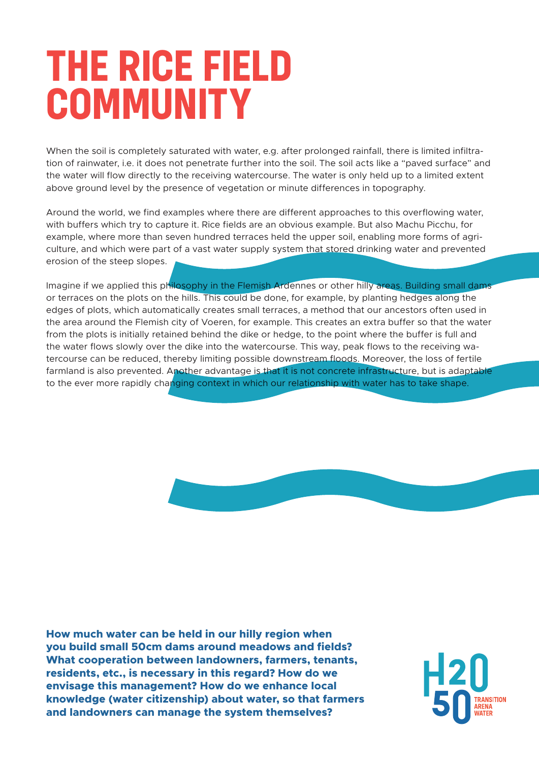# THE RICE FIELD COMMUNITY

When the soil is completely saturated with water, e.g. after prolonged rainfall, there is limited infiltration of rainwater, i.e. it does not penetrate further into the soil. The soil acts like a "paved surface" and the water will flow directly to the receiving watercourse. The water is only held up to a limited extent above ground level by the presence of vegetation or minute differences in topography.

Around the world, we find examples where there are different approaches to this overflowing water, with buffers which try to capture it. Rice fields are an obvious example. But also Machu Picchu, for example, where more than seven hundred terraces held the upper soil, enabling more forms of agriculture, and which were part of a vast water supply system that stored drinking water and prevented erosion of the steep slopes.

Imagine if we applied this philosophy in the Flemish Ardennes or other hilly areas. Building small dams or terraces on the plots on the hills. This could be done, for example, by planting hedges along the edges of plots, which automatically creates small terraces, a method that our ancestors often used in the area around the Flemish city of Voeren, for example. This creates an extra buffer so that the water from the plots is initially retained behind the dike or hedge, to the point where the buffer is full and the water flows slowly over the dike into the watercourse. This way, peak flows to the receiving watercourse can be reduced, thereby limiting possible downstream floods. Moreover, the loss of fertile farmland is also prevented. Another advantage is that it is not concrete infrastructure, but is adaptable to the ever more rapidly changing context in which our relationship with water has to take shape.

**How much water can be held in our hilly region when you build small 50cm dams around meadows and fields? What cooperation between landowners, farmers, tenants, residents, etc., is necessary in this regard? How do we envisage this management? How do we enhance local knowledge (water citizenship) about water, so that farmers and landowners can manage the system themselves?**

H2050 TRANSITION ARENA WATER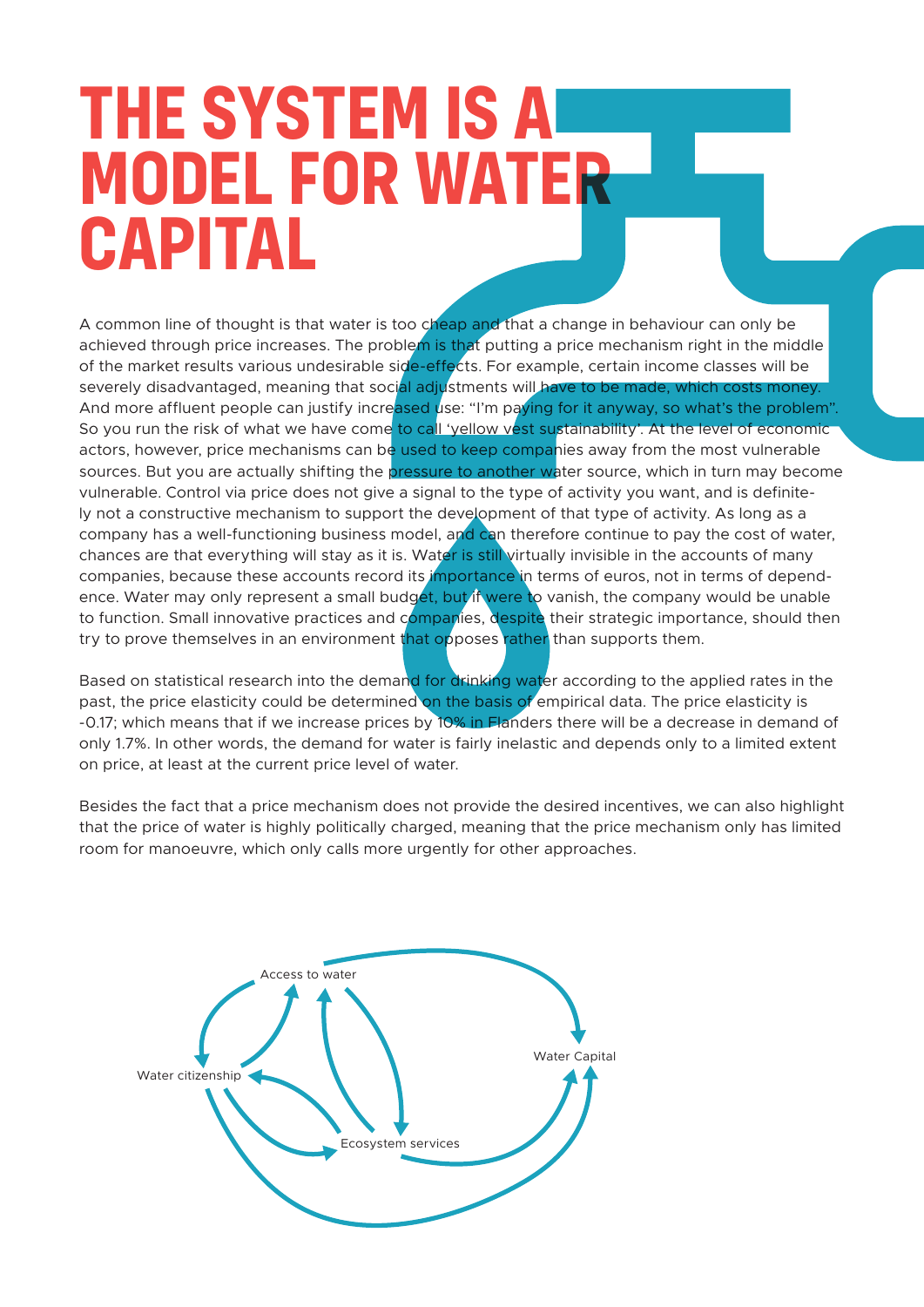# THE SYSTEM IS A MODEL FOR WATER CAPITAL

A common line of thought is that water is too cheap and that a change in behaviour can only be achieved through price increases. The problem is that putting a price mechanism right in the middle of the market results various undesirable side-effects. For example, certain income classes will be severely disadvantaged, meaning that social adjustments will have to be made, which costs money. And more affluent people can justify increased use: "I'm paying for it anyway, so what's the problem". So you run the risk of what we have come to call 'yellow vest sustainability'. At the level of economic actors, however, price mechanisms can be used to keep companies away from the most vulnerable sources. But you are actually shifting the pressure to another water source, which in turn may become vulnerable. Control via price does not give a signal to the type of activity you want, and is definitely not a constructive mechanism to support the development of that type of activity. As long as a company has a well-functioning business model, and can therefore continue to pay the cost of water, chances are that everything will stay as it is. Water is still virtually invisible in the accounts of many companies, because these accounts record its importance in terms of euros, not in terms of dependence. Water may only represent a small budget, but if were to vanish, the company would be unable to function. Small innovative practices and companies, despite their strategic importance, should then try to prove themselves in an environment that opposes rather than supports them.

Based on statistical research into the demand for drinking water according to the applied rates in the past, the price elasticity could be determined on the basis of empirical data. The price elasticity is -0.17; which means that if we increase prices by 10% in Flanders there will be a decrease in demand of only 1.7%. In other words, the demand for water is fairly inelastic and depends only to a limited extent on price, at least at the current price level of water.

Besides the fact that a price mechanism does not provide the desired incentives, we can also highlight that the price of water is highly politically charged, meaning that the price mechanism only has limited room for manoeuvre, which only calls more urgently for other approaches.

Access to water

Water citizenship

Water Capital

Ecosystem services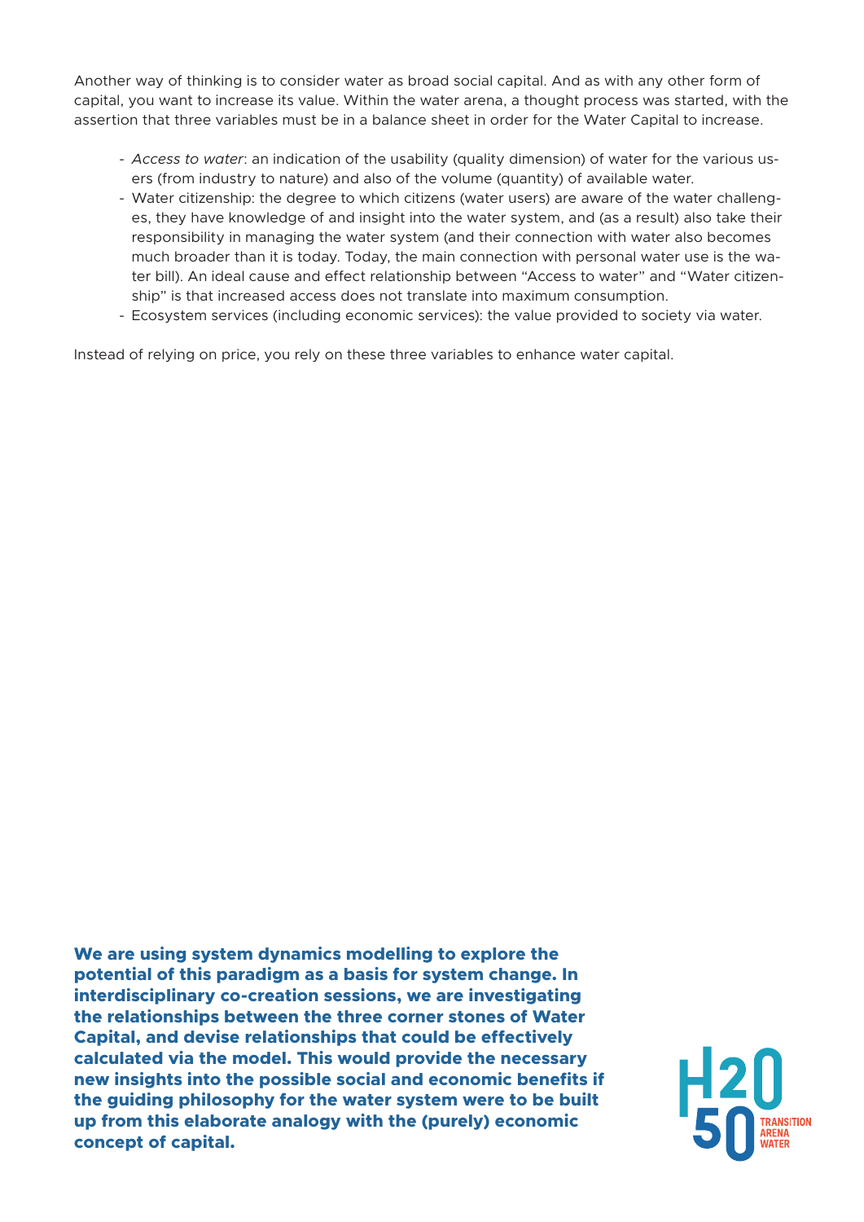Another way of thinking is to consider water as broad social capital. And as with any other form of capital, you want to increase its value. Within the water arena, a thought process was started, with the assertion that three variables must be in a balance sheet in order for the Water Capital to increase.

- *Access to water*: an indication of the usability (quality dimension) of water for the various users (from industry to nature) and also of the volume (quantity) of available water.
- Water citizenship: the degree to which citizens (water users) are aware of the water challenges, they have knowledge of and insight into the water system, and (as a result) also take their responsibility in managing the water system (and their connection with water also becomes much broader than it is today. Today, the main connection with personal water use is the water bill). An ideal cause and effect relationship between "Access to water" and "Water citizenship" is that increased access does not translate into maximum consumption.
- Ecosystem services (including economic services): the value provided to society via water.

Instead of relying on price, you rely on these three variables to enhance water capital.

**We are using system dynamics modelling to explore the potential of this paradigm as a basis for system change. In interdisciplinary co-creation sessions, we are investigating the relationships between the three corner stones of Water Capital, and devise relationships that could be effectively calculated via the model. This would provide the necessary new insights into the possible social and economic benefits if the guiding philosophy for the water system were to be built up from this elaborate analogy with the (purely) economic concept of capital.**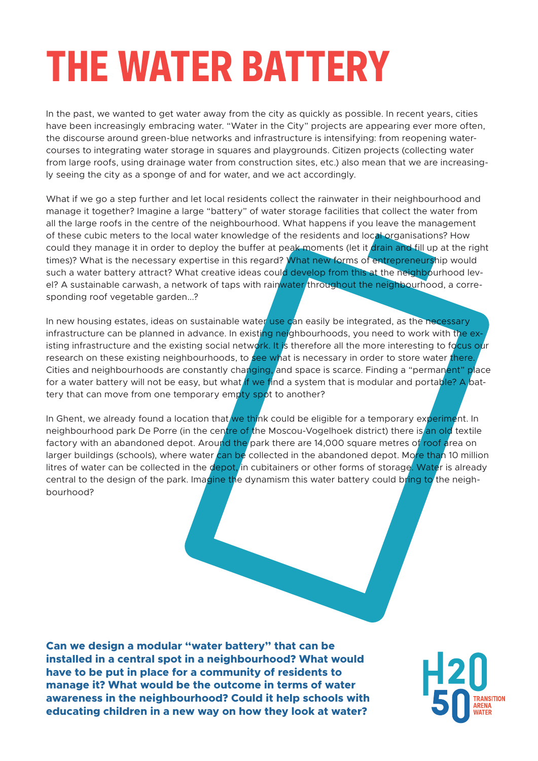# THE WATER BATTERY

In the past, we wanted to get water away from the city as quickly as possible. In recent years, cities have been increasingly embracing water. "Water in the City" projects are appearing ever more often, the discourse around green-blue networks and infrastructure is intensifying: from reopening watercourses to integrating water storage in squares and playgrounds. Citizen projects (collecting water from large roofs, using drainage water from construction sites, etc.) also mean that we are increasingly seeing the city as a sponge of and for water, and we act accordingly.

What if we go a step further and let local residents collect the rainwater in their neighbourhood and manage it together? Imagine a large "battery" of water storage facilities that collect the water from all the large roofs in the centre of the neighbourhood. What happens if you leave the management of these cubic meters to the local water knowledge of the residents and local organisations? How could they manage it in order to deploy the buffer at peak moments (let it drain and fill up at the right times)? What is the necessary expertise in this regard? What new forms of entrepreneurship would such a water battery attract? What creative ideas could develop from this at the neighbourhood level? A sustainable carwash, a network of taps with rainwater throughout the neighbourhood, a corresponding roof vegetable garden...?

In new housing estates, ideas on sustainable water use can easily be integrated, as the necessary infrastructure can be planned in advance. In existing neighbourhoods, you need to work with the existing infrastructure and the existing social network. It is therefore all the more interesting to focus our research on these existing neighbourhoods, to see what is necessary in order to store water there. Cities and neighbourhoods are constantly changing, and space is scarce. Finding a "permanent" place for a water battery will not be easy, but what if we find a system that is modular and portable? A battery that can move from one temporary empty spot to another?

In Ghent, we already found a location that we think could be eligible for a temporary experiment. In neighbourhood park De Porre (in the centre of the Moscou-Vogelhoek district) there is an old textile factory with an abandoned depot. Around the park there are 14,000 square metres of roof area on larger buildings (schools), where water can be collected in the abandoned depot. More than 10 million litres of water can be collected in the depot, in cubitainers or other forms of storage. Water is already central to the design of the park. Imagine the dynamism this water battery could bring to the neighbourhood?

**Can we design a modular "water battery" that can be installed in a central spot in a neighbourhood? What would have to be put in place for a community of residents to manage it? What would be the outcome in terms of water awareness in the neighbourhood? Could it help schools with educating children in a new way on how they look at water?**

H2050 TRANSITION ARENA WATER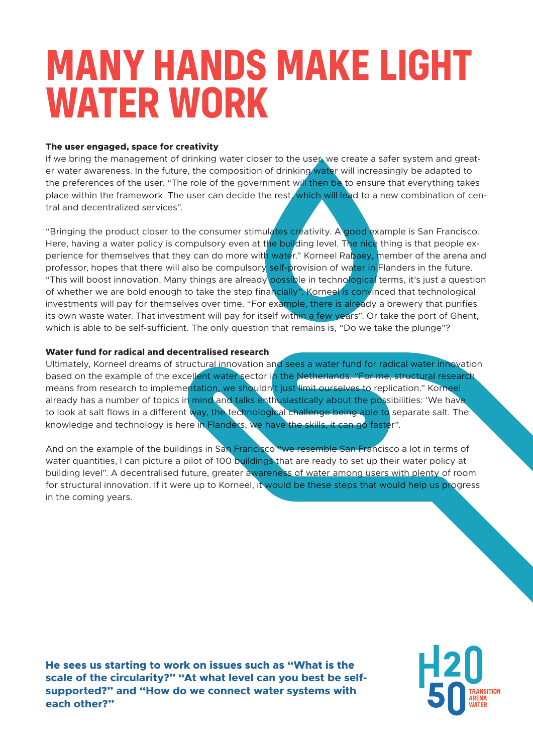# MANY HANDS MAKE LIGHT WATER WORK

**The user engaged, space for creativity**

If we bring the management of drinking water closer to the user, we create a safer system and greater water awareness. In the future, the composition of drinking water will increasingly be adapted to the preferences of the user. "The role of the government will then be to ensure that everything takes place within the framework. The user can decide the rest, which will lead to a new combination of central and decentralized services".

"Bringing the product closer to the consumer stimulates creativity. A good example is San Francisco. Here, having a water policy is compulsory even at the building level. The nice thing is that people experience for themselves that they can do more with water." Korneel Rabaey, member of the arena and professor, hopes that there will also be compulsory self-provision of water in Flanders in the future. "This will boost innovation. Many things are already possible in technological terms, it's just a question of whether we are bold enough to take the step financially". Korneel is convinced that technological investments will pay for themselves over time. "For example, there is already a brewery that purifies its own waste water. That investment will pay for itself within a few years". Or take the port of Ghent, which is able to be self-sufficient. The only question that remains is, "Do we take the plunge"?

**Water fund for radical and decentralised research**

Ultimately, Korneel dreams of structural innovation and sees a water fund for radical water innovation based on the example of the excellent water sector in the Netherlands. "For me, structural research means from research to implementation, we shouldn't just limit ourselves to replication." Korneel already has a number of topics in mind and talks enthusiastically about the possibilities: 'We have to look at salt flows in a different way, the technological challenge being able to separate salt. The knowledge and technology is here in Flanders, we have the skills, it can go faster".

And on the example of the buildings in San Francisco "we resemble San Francisco a lot in terms of water quantities, I can picture a pilot of 100 buildings that are ready to set up their water policy at building level". A decentralised future, greater awareness of water among users with plenty of room for structural innovation. If it were up to Korneel, it would be these steps that would help us progress in the coming years.

**He sees us starting to work on issues such as "What is the scale of the circularity?" "At what level can you best be self-supported?" and "How do we connect water systems with each other?"**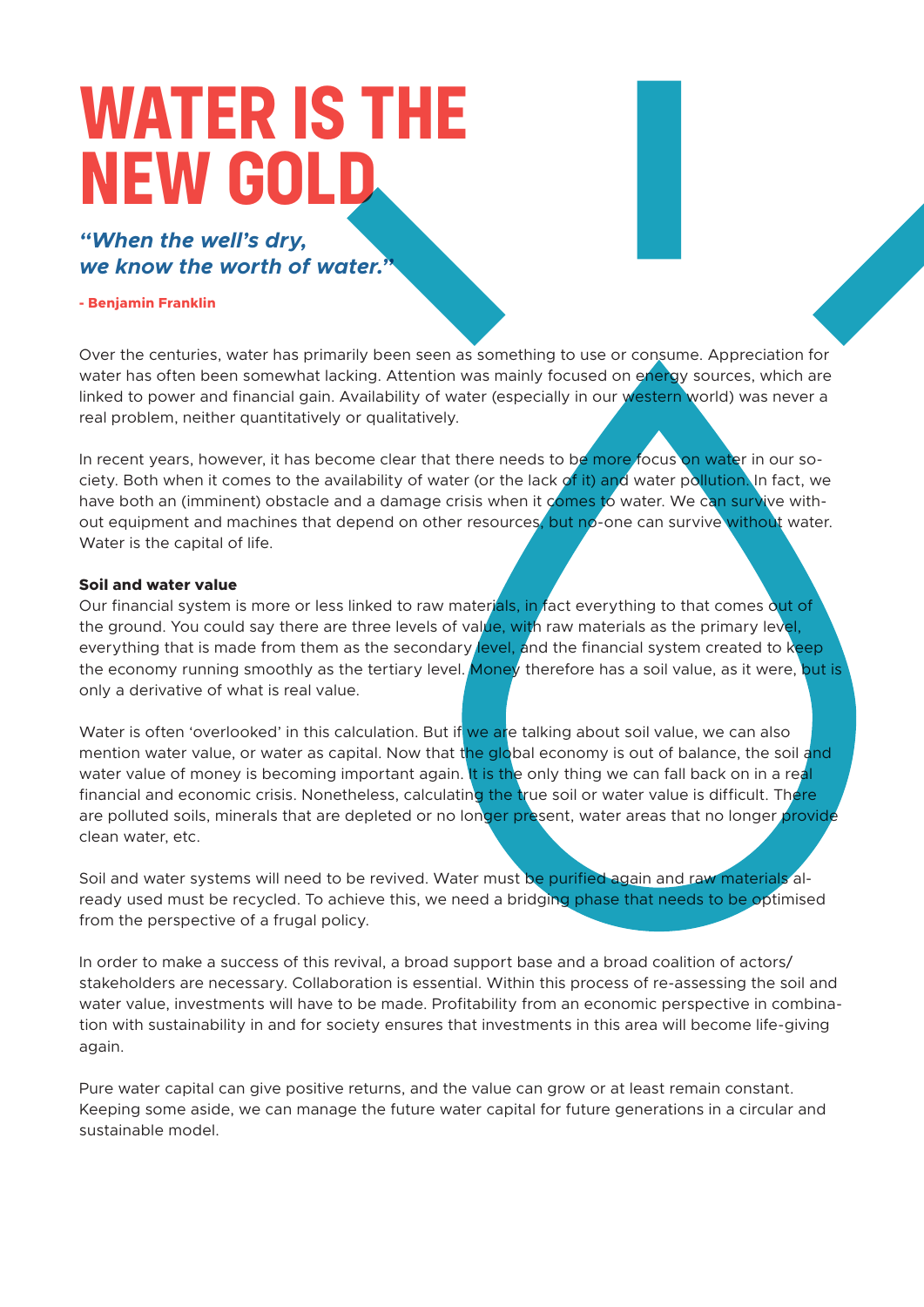# WATER IS THE NEW GOLD

***"When the well's dry, we know the worth of water."***

**- Benjamin Franklin**

Over the centuries, water has primarily been seen as something to use or consume. Appreciation for water has often been somewhat lacking. Attention was mainly focused on energy sources, which are linked to power and financial gain. Availability of water (especially in our western world) was never a real problem, neither quantitatively or qualitatively.

In recent years, however, it has become clear that there needs to be more focus on water in our society. Both when it comes to the availability of water (or the lack of it) and water pollution. In fact, we have both an (imminent) obstacle and a damage crisis when it comes to water. We can survive without equipment and machines that depend on other resources, but no-one can survive without water. Water is the capital of life.

**Soil and water value**

Our financial system is more or less linked to raw materials, in fact everything to that comes out of the ground. You could say there are three levels of value, with raw materials as the primary level, everything that is made from them as the secondary level, and the financial system created to keep the economy running smoothly as the tertiary level. Money therefore has a soil value, as it were, but is only a derivative of what is real value.

Water is often 'overlooked' in this calculation. But if we are talking about soil value, we can also mention water value, or water as capital. Now that the global economy is out of balance, the soil and water value of money is becoming important again. It is the only thing we can fall back on in a real financial and economic crisis. Nonetheless, calculating the true soil or water value is difficult. There are polluted soils, minerals that are depleted or no longer present, water areas that no longer provide clean water, etc.

Soil and water systems will need to be revived. Water must be purified again and raw materials already used must be recycled. To achieve this, we need a bridging phase that needs to be optimised from the perspective of a frugal policy.

In order to make a success of this revival, a broad support base and a broad coalition of actors/stakeholders are necessary. Collaboration is essential. Within this process of re-assessing the soil and water value, investments will have to be made. Profitability from an economic perspective in combination with sustainability in and for society ensures that investments in this area will become life-giving again.

Pure water capital can give positive returns, and the value can grow or at least remain constant. Keeping some aside, we can manage the future water capital for future generations in a circular and sustainable model.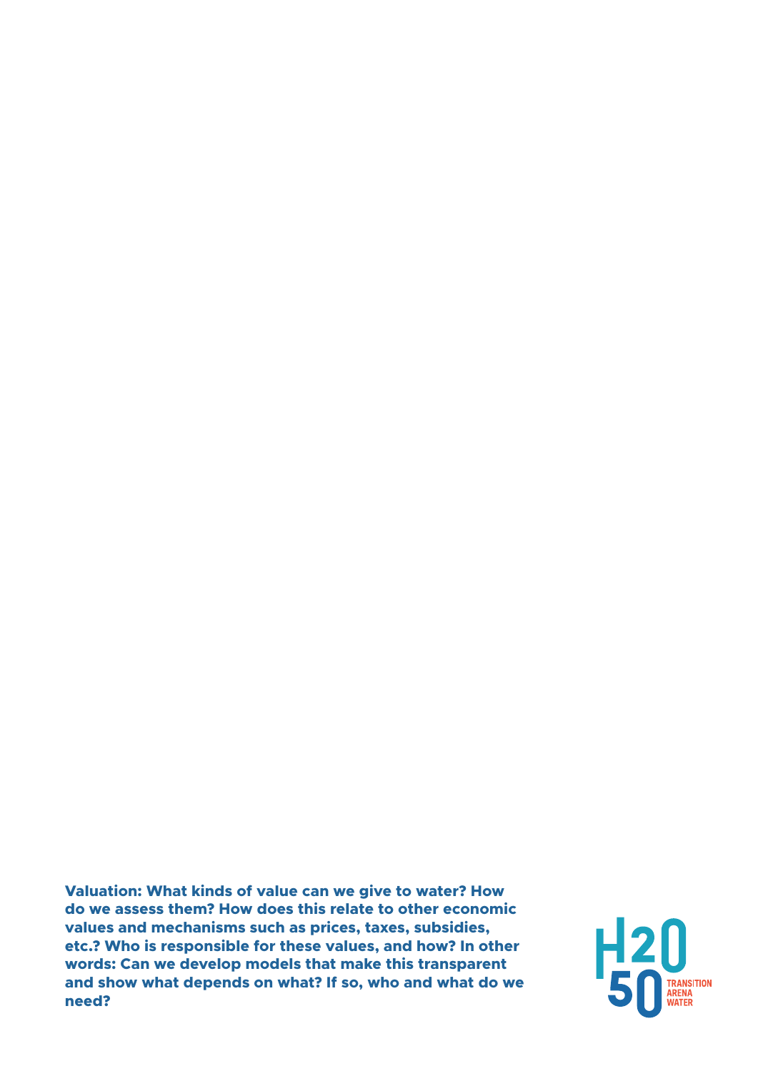**Valuation: What kinds of value can we give to water? How do we assess them? How does this relate to other economic values and mechanisms such as prices, taxes, subsidies, etc.? Who is responsible for these values, and how? In other words: Can we develop models that make this transparent and show what depends on what? If so, who and what do we need?**

H2050 TRANSITION ARENA WATER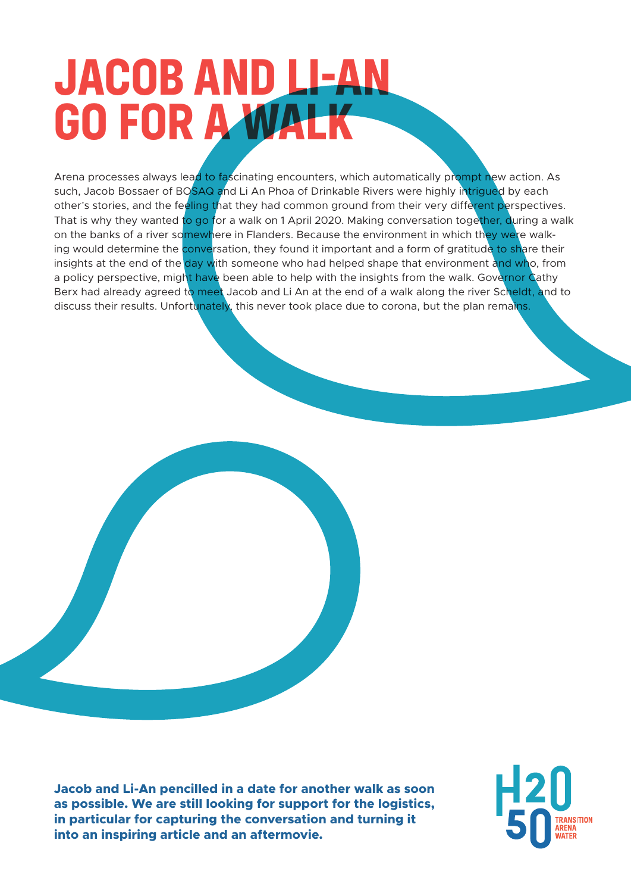# JACOB AND LI-AN GO FOR A WALK

Arena processes always lead to fascinating encounters, which automatically prompt new action. As such, Jacob Bossaer of BOSAQ and Li An Phoa of Drinkable Rivers were highly intrigued by each other's stories, and the feeling that they had common ground from their very different perspectives. That is why they wanted to go for a walk on 1 April 2020. Making conversation together, during a walk on the banks of a river somewhere in Flanders. Because the environment in which they were walking would determine the conversation, they found it important and a form of gratitude to share their insights at the end of the day with someone who had helped shape that environment and who, from a policy perspective, might have been able to help with the insights from the walk. Governor Cathy Berx had already agreed to meet Jacob and Li An at the end of a walk along the river Scheldt, and to discuss their results. Unfortunately, this never took place due to corona, but the plan remains.

**Jacob and Li-An pencilled in a date for another walk as soon as possible. We are still looking for support for the logistics, in particular for capturing the conversation and turning it into an inspiring article and an aftermovie.**

H2050 TRANSITION ARENA WATER